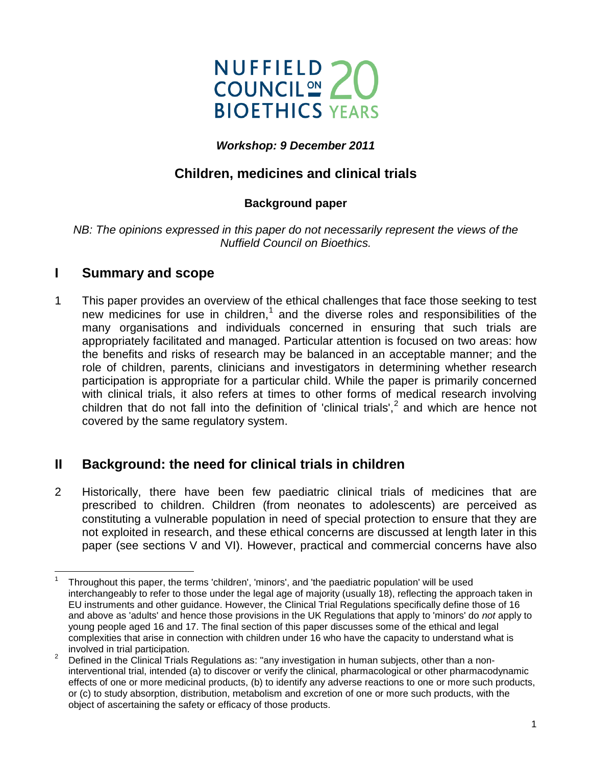NUFFIELD COUNCIL ON BIOETHICS 20 YEARS

***Workshop: 9 December 2011***

## Children, medicines and clinical trials

### Background paper

*NB: The opinions expressed in this paper do not necessarily represent the views of the Nuffield Council on Bioethics.*

## I Summary and scope

1 This paper provides an overview of the ethical challenges that face those seeking to test new medicines for use in children,[1] and the diverse roles and responsibilities of the many organisations and individuals concerned in ensuring that such trials are appropriately facilitated and managed. Particular attention is focused on two areas: how the benefits and risks of research may be balanced in an acceptable manner; and the role of children, parents, clinicians and investigators in determining whether research participation is appropriate for a particular child. While the paper is primarily concerned with clinical trials, it also refers at times to other forms of medical research involving children that do not fall into the definition of 'clinical trials',[2] and which are hence not covered by the same regulatory system.

## II Background: the need for clinical trials in children

2 Historically, there have been few paediatric clinical trials of medicines that are prescribed to children. Children (from neonates to adolescents) are perceived as constituting a vulnerable population in need of special protection to ensure that they are not exploited in research, and these ethical concerns are discussed at length later in this paper (see sections V and VI). However, practical and commercial concerns have also

---

[1] Throughout this paper, the terms 'children', 'minors', and 'the paediatric population' will be used interchangeably to refer to those under the legal age of majority (usually 18), reflecting the approach taken in EU instruments and other guidance. However, the Clinical Trial Regulations specifically define those of 16 and above as 'adults' and hence those provisions in the UK Regulations that apply to 'minors' do *not* apply to young people aged 16 and 17. The final section of this paper discusses some of the ethical and legal complexities that arise in connection with children under 16 who have the capacity to understand what is involved in trial participation.

[2] Defined in the Clinical Trials Regulations as: "any investigation in human subjects, other than a non-interventional trial, intended (a) to discover or verify the clinical, pharmacological or other pharmacodynamic effects of one or more medicinal products, (b) to identify any adverse reactions to one or more such products, or (c) to study absorption, distribution, metabolism and excretion of one or more such products, with the object of ascertaining the safety or efficacy of those products.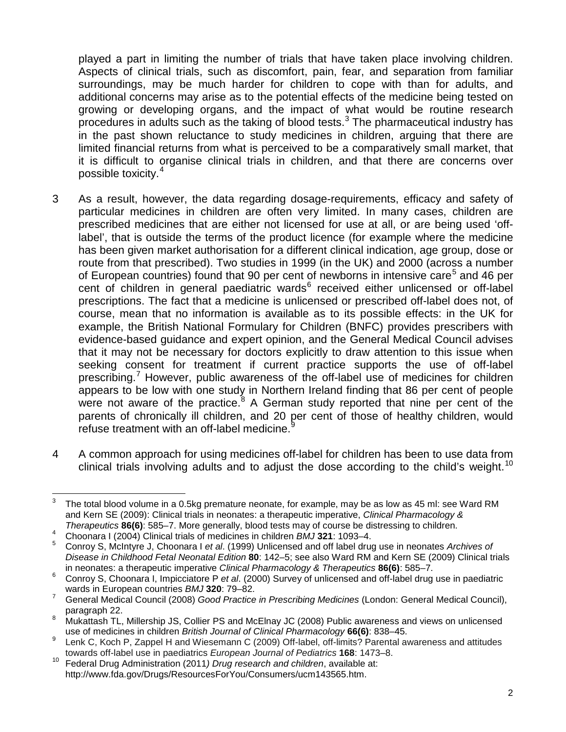played a part in limiting the number of trials that have taken place involving children. Aspects of clinical trials, such as discomfort, pain, fear, and separation from familiar surroundings, may be much harder for children to cope with than for adults, and additional concerns may arise as to the potential effects of the medicine being tested on growing or developing organs, and the impact of what would be routine research procedures in adults such as the taking of blood tests.[3] The pharmaceutical industry has in the past shown reluctance to study medicines in children, arguing that there are limited financial returns from what is perceived to be a comparatively small market, that it is difficult to organise clinical trials in children, and that there are concerns over possible toxicity.[4]

3 As a result, however, the data regarding dosage-requirements, efficacy and safety of particular medicines in children are often very limited. In many cases, children are prescribed medicines that are either not licensed for use at all, or are being used 'off-label', that is outside the terms of the product licence (for example where the medicine has been given market authorisation for a different clinical indication, age group, dose or route from that prescribed). Two studies in 1999 (in the UK) and 2000 (across a number of European countries) found that 90 per cent of newborns in intensive care[5] and 46 per cent of children in general paediatric wards[6] received either unlicensed or off-label prescriptions. The fact that a medicine is unlicensed or prescribed off-label does not, of course, mean that no information is available as to its possible effects: in the UK for example, the British National Formulary for Children (BNFC) provides prescribers with evidence-based guidance and expert opinion, and the General Medical Council advises that it may not be necessary for doctors explicitly to draw attention to this issue when seeking consent for treatment if current practice supports the use of off-label prescribing.[7] However, public awareness of the off-label use of medicines for children appears to be low with one study in Northern Ireland finding that 86 per cent of people were not aware of the practice.[8] A German study reported that nine per cent of the parents of chronically ill children, and 20 per cent of those of healthy children, would refuse treatment with an off-label medicine.[9]

4 A common approach for using medicines off-label for children has been to use data from clinical trials involving adults and to adjust the dose according to the child's weight.[10]

---

[3] The total blood volume in a 0.5kg premature neonate, for example, may be as low as 45 ml: see Ward RM and Kern SE (2009): Clinical trials in neonates: a therapeutic imperative, *Clinical Pharmacology & Therapeutics* **86(6)**: 585–7. More generally, blood tests may of course be distressing to children.

[4] Choonara I (2004) Clinical trials of medicines in children *BMJ* **321**: 1093–4.

[5] Conroy S, McIntyre J, Choonara I *et al*. (1999) Unlicensed and off label drug use in neonates *Archives of Disease in Childhood Fetal Neonatal Edition* **80**: 142–5; see also Ward RM and Kern SE (2009) Clinical trials in neonates: a therapeutic imperative *Clinical Pharmacology & Therapeutics* **86(6)**: 585–7.

[6] Conroy S, Choonara I, Impicciatore P *et al*. (2000) Survey of unlicensed and off-label drug use in paediatric wards in European countries *BMJ* **320**: 79–82.

[7] General Medical Council (2008) *Good Practice in Prescribing Medicines* (London: General Medical Council), paragraph 22.

[8] Mukattash TL, Millership JS, Collier PS and McElnay JC (2008) Public awareness and views on unlicensed use of medicines in children *British Journal of Clinical Pharmacology* **66(6)**: 838–45.

[9] Lenk C, Koch P, Zappel H and Wiesemann C (2009) Off-label, off-limits? Parental awareness and attitudes towards off-label use in paediatrics *European Journal of Pediatrics* **168**: 1473–8.

[10] Federal Drug Administration (2011*) Drug research and children*, available at: http://www.fda.gov/Drugs/ResourcesForYou/Consumers/ucm143565.htm.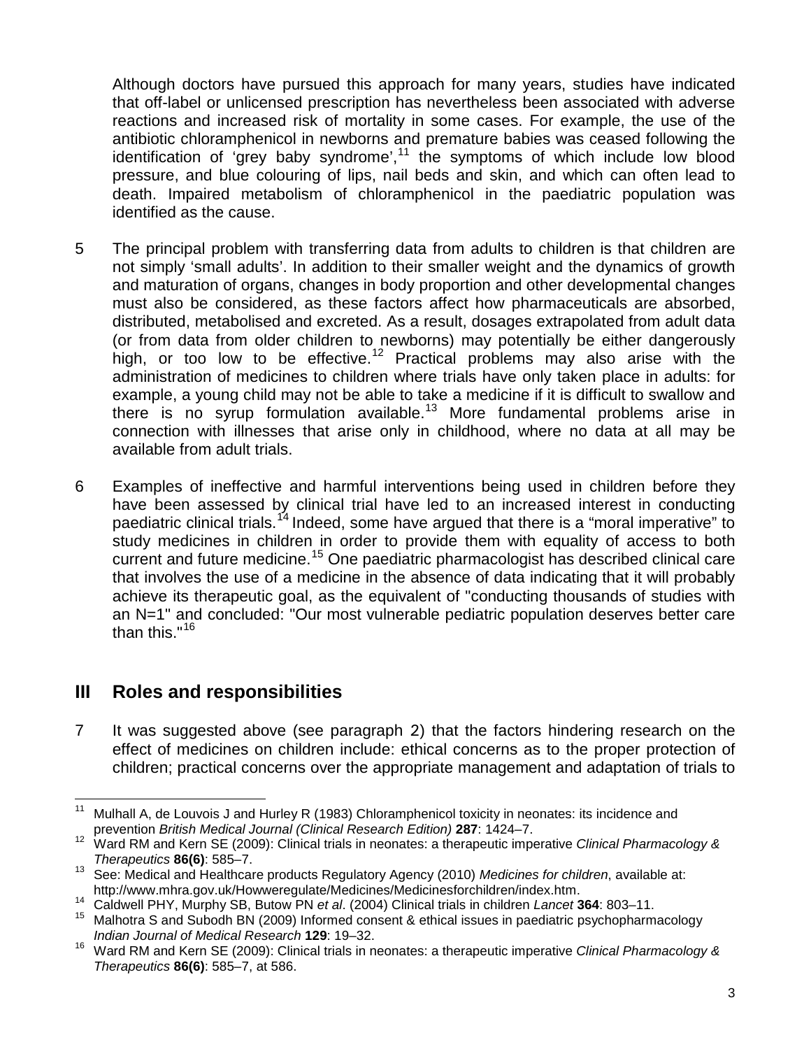Although doctors have pursued this approach for many years, studies have indicated that off-label or unlicensed prescription has nevertheless been associated with adverse reactions and increased risk of mortality in some cases. For example, the use of the antibiotic chloramphenicol in newborns and premature babies was ceased following the identification of 'grey baby syndrome',[11] the symptoms of which include low blood pressure, and blue colouring of lips, nail beds and skin, and which can often lead to death. Impaired metabolism of chloramphenicol in the paediatric population was identified as the cause.

5 The principal problem with transferring data from adults to children is that children are not simply 'small adults'. In addition to their smaller weight and the dynamics of growth and maturation of organs, changes in body proportion and other developmental changes must also be considered, as these factors affect how pharmaceuticals are absorbed, distributed, metabolised and excreted. As a result, dosages extrapolated from adult data (or from data from older children to newborns) may potentially be either dangerously high, or too low to be effective.[12] Practical problems may also arise with the administration of medicines to children where trials have only taken place in adults: for example, a young child may not be able to take a medicine if it is difficult to swallow and there is no syrup formulation available.[13] More fundamental problems arise in connection with illnesses that arise only in childhood, where no data at all may be available from adult trials.

6 Examples of ineffective and harmful interventions being used in children before they have been assessed by clinical trial have led to an increased interest in conducting paediatric clinical trials.[14] Indeed, some have argued that there is a "moral imperative" to study medicines in children in order to provide them with equality of access to both current and future medicine.[15] One paediatric pharmacologist has described clinical care that involves the use of a medicine in the absence of data indicating that it will probably achieve its therapeutic goal, as the equivalent of "conducting thousands of studies with an N=1" and concluded: "Our most vulnerable pediatric population deserves better care than this."[16]

## III Roles and responsibilities

7 It was suggested above (see paragraph 2) that the factors hindering research on the effect of medicines on children include: ethical concerns as to the proper protection of children; practical concerns over the appropriate management and adaptation of trials to

---

[11] Mulhall A, de Louvois J and Hurley R (1983) Chloramphenicol toxicity in neonates: its incidence and prevention *British Medical Journal (Clinical Research Edition)* **287**: 1424–7.

[12] Ward RM and Kern SE (2009): Clinical trials in neonates: a therapeutic imperative *Clinical Pharmacology & Therapeutics* **86(6)**: 585–7.

[13] See: Medical and Healthcare products Regulatory Agency (2010) *Medicines for children*, available at: http://www.mhra.gov.uk/Howweregulate/Medicines/Medicinesforchildren/index.htm.

[14] Caldwell PHY, Murphy SB, Butow PN *et al*. (2004) Clinical trials in children *Lancet* **364**: 803–11.

[15] Malhotra S and Subodh BN (2009) Informed consent & ethical issues in paediatric psychopharmacology *Indian Journal of Medical Research* **129**: 19–32.

[16] Ward RM and Kern SE (2009): Clinical trials in neonates: a therapeutic imperative *Clinical Pharmacology & Therapeutics* **86(6)**: 585–7, at 586.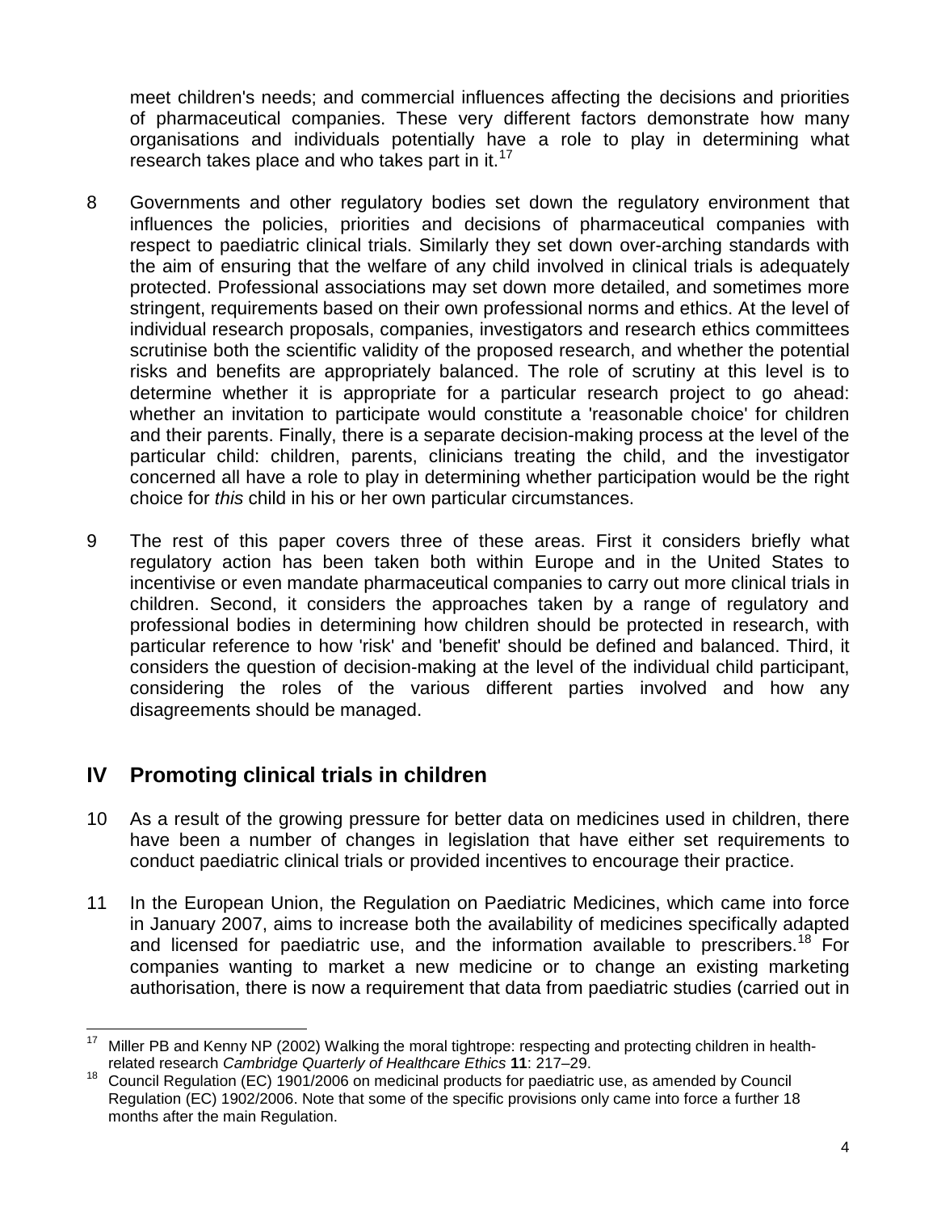meet children's needs; and commercial influences affecting the decisions and priorities of pharmaceutical companies. These very different factors demonstrate how many organisations and individuals potentially have a role to play in determining what research takes place and who takes part in it.[17]

8 Governments and other regulatory bodies set down the regulatory environment that influences the policies, priorities and decisions of pharmaceutical companies with respect to paediatric clinical trials. Similarly they set down over-arching standards with the aim of ensuring that the welfare of any child involved in clinical trials is adequately protected. Professional associations may set down more detailed, and sometimes more stringent, requirements based on their own professional norms and ethics. At the level of individual research proposals, companies, investigators and research ethics committees scrutinise both the scientific validity of the proposed research, and whether the potential risks and benefits are appropriately balanced. The role of scrutiny at this level is to determine whether it is appropriate for a particular research project to go ahead: whether an invitation to participate would constitute a 'reasonable choice' for children and their parents. Finally, there is a separate decision-making process at the level of the particular child: children, parents, clinicians treating the child, and the investigator concerned all have a role to play in determining whether participation would be the right choice for *this* child in his or her own particular circumstances.

9 The rest of this paper covers three of these areas. First it considers briefly what regulatory action has been taken both within Europe and in the United States to incentivise or even mandate pharmaceutical companies to carry out more clinical trials in children. Second, it considers the approaches taken by a range of regulatory and professional bodies in determining how children should be protected in research, with particular reference to how 'risk' and 'benefit' should be defined and balanced. Third, it considers the question of decision-making at the level of the individual child participant, considering the roles of the various different parties involved and how any disagreements should be managed.

## IV Promoting clinical trials in children

10 As a result of the growing pressure for better data on medicines used in children, there have been a number of changes in legislation that have either set requirements to conduct paediatric clinical trials or provided incentives to encourage their practice.

11 In the European Union, the Regulation on Paediatric Medicines, which came into force in January 2007, aims to increase both the availability of medicines specifically adapted and licensed for paediatric use, and the information available to prescribers.[18] For companies wanting to market a new medicine or to change an existing marketing authorisation, there is now a requirement that data from paediatric studies (carried out in

---

[17] Miller PB and Kenny NP (2002) Walking the moral tightrope: respecting and protecting children in health-related research *Cambridge Quarterly of Healthcare Ethics* **11**: 217–29.

[18] Council Regulation (EC) 1901/2006 on medicinal products for paediatric use, as amended by Council Regulation (EC) 1902/2006. Note that some of the specific provisions only came into force a further 18 months after the main Regulation.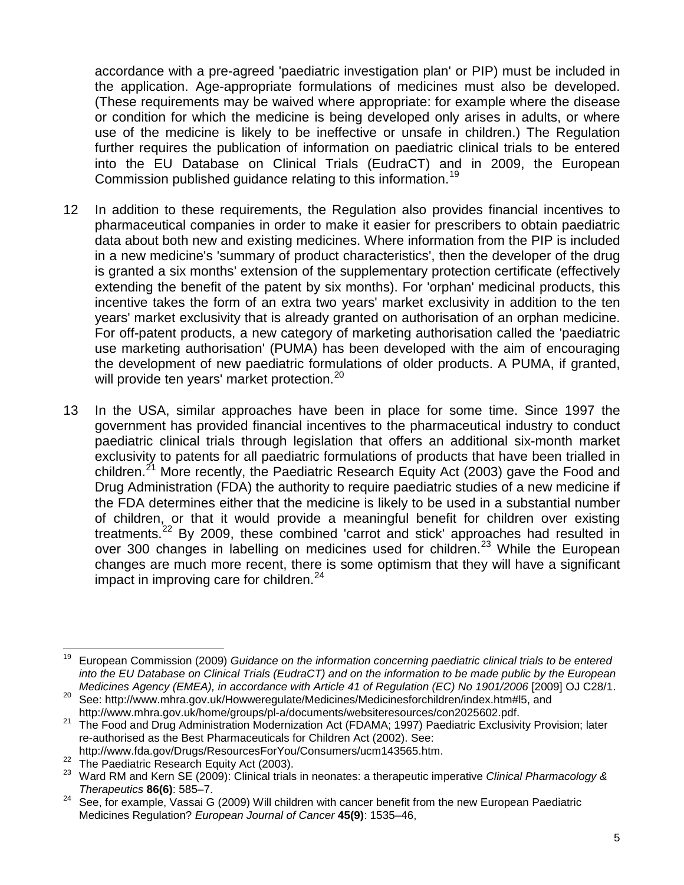accordance with a pre-agreed 'paediatric investigation plan' or PIP) must be included in the application. Age-appropriate formulations of medicines must also be developed. (These requirements may be waived where appropriate: for example where the disease or condition for which the medicine is being developed only arises in adults, or where use of the medicine is likely to be ineffective or unsafe in children.) The Regulation further requires the publication of information on paediatric clinical trials to be entered into the EU Database on Clinical Trials (EudraCT) and in 2009, the European Commission published guidance relating to this information.[19]

12 In addition to these requirements, the Regulation also provides financial incentives to pharmaceutical companies in order to make it easier for prescribers to obtain paediatric data about both new and existing medicines. Where information from the PIP is included in a new medicine's 'summary of product characteristics', then the developer of the drug is granted a six months' extension of the supplementary protection certificate (effectively extending the benefit of the patent by six months). For 'orphan' medicinal products, this incentive takes the form of an extra two years' market exclusivity in addition to the ten years' market exclusivity that is already granted on authorisation of an orphan medicine. For off-patent products, a new category of marketing authorisation called the 'paediatric use marketing authorisation' (PUMA) has been developed with the aim of encouraging the development of new paediatric formulations of older products. A PUMA, if granted, will provide ten years' market protection.[20]

13 In the USA, similar approaches have been in place for some time. Since 1997 the government has provided financial incentives to the pharmaceutical industry to conduct paediatric clinical trials through legislation that offers an additional six-month market exclusivity to patents for all paediatric formulations of products that have been trialled in children.[21] More recently, the Paediatric Research Equity Act (2003) gave the Food and Drug Administration (FDA) the authority to require paediatric studies of a new medicine if the FDA determines either that the medicine is likely to be used in a substantial number of children, or that it would provide a meaningful benefit for children over existing treatments.[22] By 2009, these combined 'carrot and stick' approaches had resulted in over 300 changes in labelling on medicines used for children.[23] While the European changes are much more recent, there is some optimism that they will have a significant impact in improving care for children.[24]

---

[19] European Commission (2009) *Guidance on the information concerning paediatric clinical trials to be entered into the EU Database on Clinical Trials (EudraCT) and on the information to be made public by the European Medicines Agency (EMEA), in accordance with Article 41 of Regulation (EC) No 1901/2006* [2009] OJ C28/1.

[20] See: http://www.mhra.gov.uk/Howweregulate/Medicines/Medicinesforchildren/index.htm#l5, and http://www.mhra.gov.uk/home/groups/pl-a/documents/websiteresources/con2025602.pdf.

[21] The Food and Drug Administration Modernization Act (FDAMA; 1997) Paediatric Exclusivity Provision; later re-authorised as the Best Pharmaceuticals for Children Act (2002). See: http://www.fda.gov/Drugs/ResourcesForYou/Consumers/ucm143565.htm.

[22] The Paediatric Research Equity Act (2003).

[23] Ward RM and Kern SE (2009): Clinical trials in neonates: a therapeutic imperative *Clinical Pharmacology & Therapeutics* **86(6)**: 585–7.

[24] See, for example, Vassai G (2009) Will children with cancer benefit from the new European Paediatric Medicines Regulation? *European Journal of Cancer* **45(9)**: 1535–46,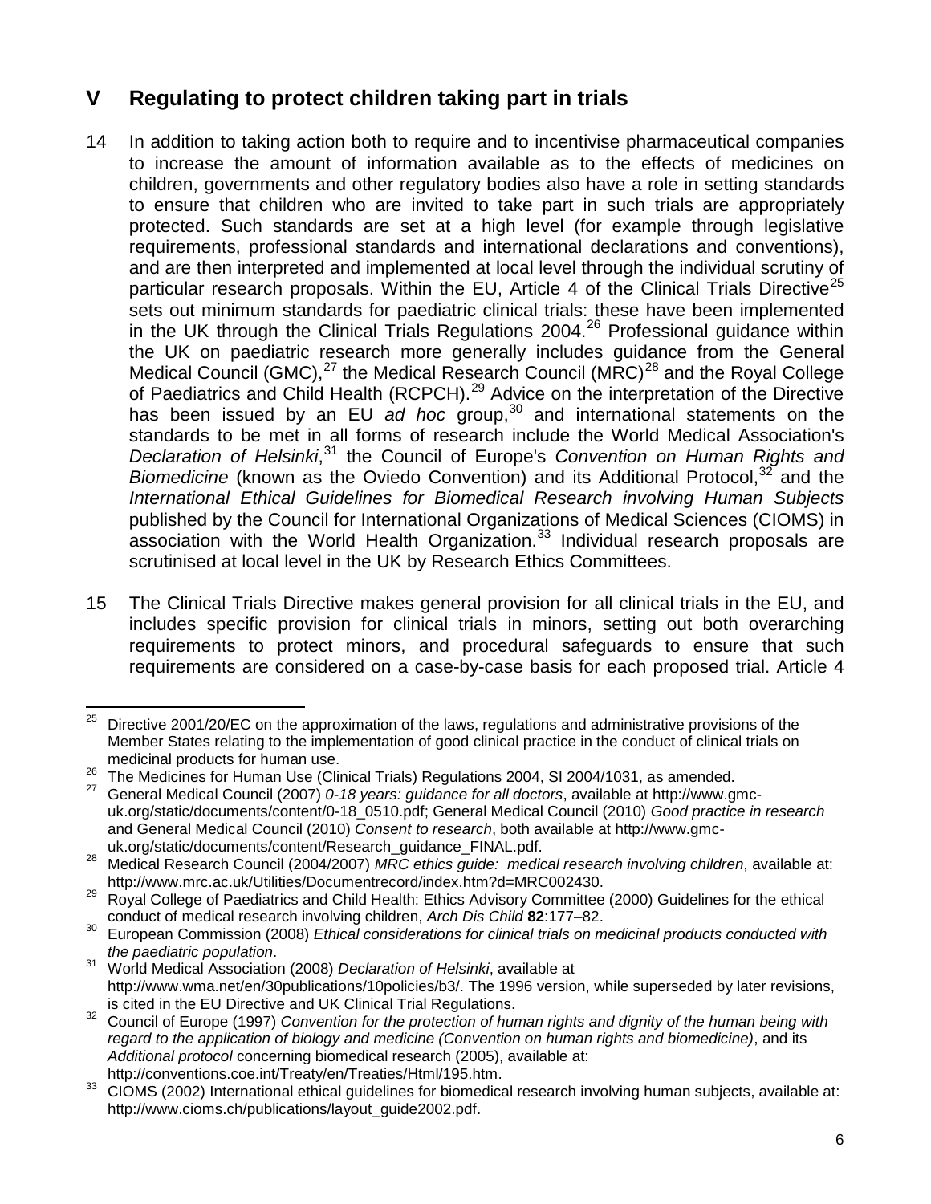## V Regulating to protect children taking part in trials

14 In addition to taking action both to require and to incentivise pharmaceutical companies to increase the amount of information available as to the effects of medicines on children, governments and other regulatory bodies also have a role in setting standards to ensure that children who are invited to take part in such trials are appropriately protected. Such standards are set at a high level (for example through legislative requirements, professional standards and international declarations and conventions), and are then interpreted and implemented at local level through the individual scrutiny of particular research proposals. Within the EU, Article 4 of the Clinical Trials Directive[25] sets out minimum standards for paediatric clinical trials: these have been implemented in the UK through the Clinical Trials Regulations 2004.[26] Professional guidance within the UK on paediatric research more generally includes guidance from the General Medical Council (GMC),[27] the Medical Research Council (MRC)[28] and the Royal College of Paediatrics and Child Health (RCPCH).[29] Advice on the interpretation of the Directive has been issued by an EU *ad hoc* group,[30] and international statements on the standards to be met in all forms of research include the World Medical Association's *Declaration of Helsinki*,[31] the Council of Europe's *Convention on Human Rights and Biomedicine* (known as the Oviedo Convention) and its Additional Protocol,[32] and the *International Ethical Guidelines for Biomedical Research involving Human Subjects* published by the Council for International Organizations of Medical Sciences (CIOMS) in association with the World Health Organization.[33] Individual research proposals are scrutinised at local level in the UK by Research Ethics Committees.

15 The Clinical Trials Directive makes general provision for all clinical trials in the EU, and includes specific provision for clinical trials in minors, setting out both overarching requirements to protect minors, and procedural safeguards to ensure that such requirements are considered on a case-by-case basis for each proposed trial. Article 4

---

[25] Directive 2001/20/EC on the approximation of the laws, regulations and administrative provisions of the Member States relating to the implementation of good clinical practice in the conduct of clinical trials on medicinal products for human use.

[26] The Medicines for Human Use (Clinical Trials) Regulations 2004, SI 2004/1031, as amended.

[27] General Medical Council (2007) *0-18 years: guidance for all doctors*, available at http://www.gmc-uk.org/static/documents/content/0-18_0510.pdf; General Medical Council (2010) *Good practice in research* and General Medical Council (2010) *Consent to research*, both available at http://www.gmc-uk.org/static/documents/content/Research_guidance_FINAL.pdf.

[28] Medical Research Council (2004/2007) *MRC ethics guide: medical research involving children*, available at: http://www.mrc.ac.uk/Utilities/Documentrecord/index.htm?d=MRC002430.

[29] Royal College of Paediatrics and Child Health: Ethics Advisory Committee (2000) Guidelines for the ethical conduct of medical research involving children, *Arch Dis Child* **82**:177–82.

[30] European Commission (2008) *Ethical considerations for clinical trials on medicinal products conducted with the paediatric population*.

[31] World Medical Association (2008) *Declaration of Helsinki*, available at http://www.wma.net/en/30publications/10policies/b3/. The 1996 version, while superseded by later revisions, is cited in the EU Directive and UK Clinical Trial Regulations.

[32] Council of Europe (1997) *Convention for the protection of human rights and dignity of the human being with regard to the application of biology and medicine (Convention on human rights and biomedicine)*, and its *Additional protocol* concerning biomedical research (2005), available at: http://conventions.coe.int/Treaty/en/Treaties/Html/195.htm.

[33] CIOMS (2002) International ethical guidelines for biomedical research involving human subjects, available at: http://www.cioms.ch/publications/layout_guide2002.pdf.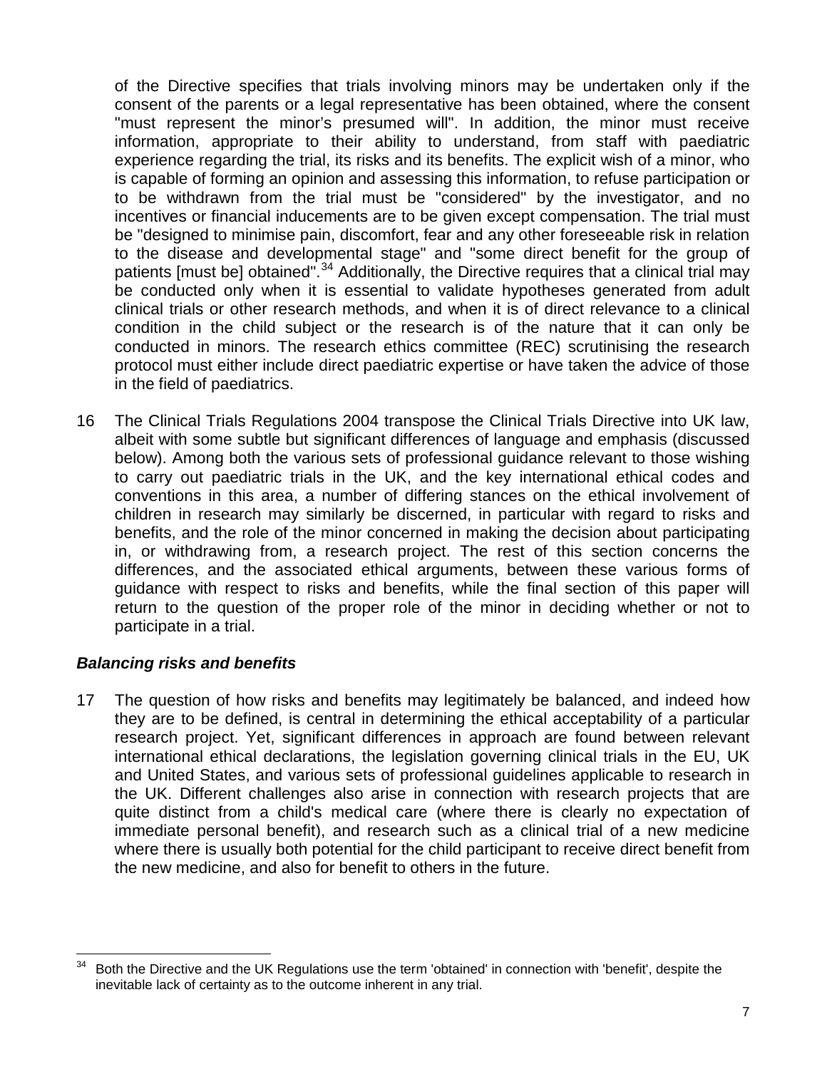of the Directive specifies that trials involving minors may be undertaken only if the consent of the parents or a legal representative has been obtained, where the consent "must represent the minor's presumed will". In addition, the minor must receive information, appropriate to their ability to understand, from staff with paediatric experience regarding the trial, its risks and its benefits. The explicit wish of a minor, who is capable of forming an opinion and assessing this information, to refuse participation or to be withdrawn from the trial must be "considered" by the investigator, and no incentives or financial inducements are to be given except compensation. The trial must be "designed to minimise pain, discomfort, fear and any other foreseeable risk in relation to the disease and developmental stage" and "some direct benefit for the group of patients [must be] obtained".[34] Additionally, the Directive requires that a clinical trial may be conducted only when it is essential to validate hypotheses generated from adult clinical trials or other research methods, and when it is of direct relevance to a clinical condition in the child subject or the research is of the nature that it can only be conducted in minors. The research ethics committee (REC) scrutinising the research protocol must either include direct paediatric expertise or have taken the advice of those in the field of paediatrics.

16 The Clinical Trials Regulations 2004 transpose the Clinical Trials Directive into UK law, albeit with some subtle but significant differences of language and emphasis (discussed below). Among both the various sets of professional guidance relevant to those wishing to carry out paediatric trials in the UK, and the key international ethical codes and conventions in this area, a number of differing stances on the ethical involvement of children in research may similarly be discerned, in particular with regard to risks and benefits, and the role of the minor concerned in making the decision about participating in, or withdrawing from, a research project. The rest of this section concerns the differences, and the associated ethical arguments, between these various forms of guidance with respect to risks and benefits, while the final section of this paper will return to the question of the proper role of the minor in deciding whether or not to participate in a trial.

### *Balancing risks and benefits*

17 The question of how risks and benefits may legitimately be balanced, and indeed how they are to be defined, is central in determining the ethical acceptability of a particular research project. Yet, significant differences in approach are found between relevant international ethical declarations, the legislation governing clinical trials in the EU, UK and United States, and various sets of professional guidelines applicable to research in the UK. Different challenges also arise in connection with research projects that are quite distinct from a child's medical care (where there is clearly no expectation of immediate personal benefit), and research such as a clinical trial of a new medicine where there is usually both potential for the child participant to receive direct benefit from the new medicine, and also for benefit to others in the future.

---

[34] Both the Directive and the UK Regulations use the term 'obtained' in connection with 'benefit', despite the inevitable lack of certainty as to the outcome inherent in any trial.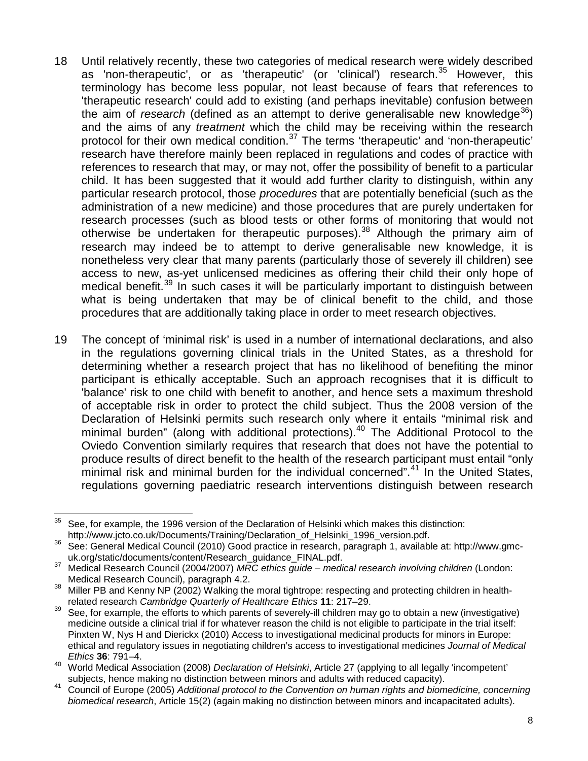18 Until relatively recently, these two categories of medical research were widely described as 'non-therapeutic', or as 'therapeutic' (or 'clinical') research.[35] However, this terminology has become less popular, not least because of fears that references to 'therapeutic research' could add to existing (and perhaps inevitable) confusion between the aim of *research* (defined as an attempt to derive generalisable new knowledge[36]) and the aims of any *treatment* which the child may be receiving within the research protocol for their own medical condition.[37] The terms 'therapeutic' and 'non-therapeutic' research have therefore mainly been replaced in regulations and codes of practice with references to research that may, or may not, offer the possibility of benefit to a particular child. It has been suggested that it would add further clarity to distinguish, within any particular research protocol, those *procedures* that are potentially beneficial (such as the administration of a new medicine) and those procedures that are purely undertaken for research processes (such as blood tests or other forms of monitoring that would not otherwise be undertaken for therapeutic purposes).[38] Although the primary aim of research may indeed be to attempt to derive generalisable new knowledge, it is nonetheless very clear that many parents (particularly those of severely ill children) see access to new, as-yet unlicensed medicines as offering their child their only hope of medical benefit.[39] In such cases it will be particularly important to distinguish between what is being undertaken that may be of clinical benefit to the child, and those procedures that are additionally taking place in order to meet research objectives.

19 The concept of 'minimal risk' is used in a number of international declarations, and also in the regulations governing clinical trials in the United States, as a threshold for determining whether a research project that has no likelihood of benefiting the minor participant is ethically acceptable. Such an approach recognises that it is difficult to 'balance' risk to one child with benefit to another, and hence sets a maximum threshold of acceptable risk in order to protect the child subject. Thus the 2008 version of the Declaration of Helsinki permits such research only where it entails "minimal risk and minimal burden" (along with additional protections).[40] The Additional Protocol to the Oviedo Convention similarly requires that research that does not have the potential to produce results of direct benefit to the health of the research participant must entail "only minimal risk and minimal burden for the individual concerned".[41] In the United States, regulations governing paediatric research interventions distinguish between research

---

[35] See, for example, the 1996 version of the Declaration of Helsinki which makes this distinction: http://www.jcto.co.uk/Documents/Training/Declaration_of_Helsinki_1996_version.pdf.

[36] See: General Medical Council (2010) Good practice in research, paragraph 1, available at: http://www.gmc-uk.org/static/documents/content/Research_guidance_FINAL.pdf.

[37] Medical Research Council (2004/2007) *MRC ethics guide – medical research involving children* (London: Medical Research Council), paragraph 4.2.

[38] Miller PB and Kenny NP (2002) Walking the moral tightrope: respecting and protecting children in health-related research *Cambridge Quarterly of Healthcare Ethics* **11**: 217–29.

[39] See, for example, the efforts to which parents of severely-ill children may go to obtain a new (investigative) medicine outside a clinical trial if for whatever reason the child is not eligible to participate in the trial itself: Pinxten W, Nys H and Dierickx (2010) Access to investigational medicinal products for minors in Europe: ethical and regulatory issues in negotiating children's access to investigational medicines *Journal of Medical Ethics* **36**: 791–4.

[40] World Medical Association (2008) *Declaration of Helsinki*, Article 27 (applying to all legally 'incompetent' subjects, hence making no distinction between minors and adults with reduced capacity).

[41] Council of Europe (2005) *Additional protocol to the Convention on human rights and biomedicine, concerning biomedical research*, Article 15(2) (again making no distinction between minors and incapacitated adults).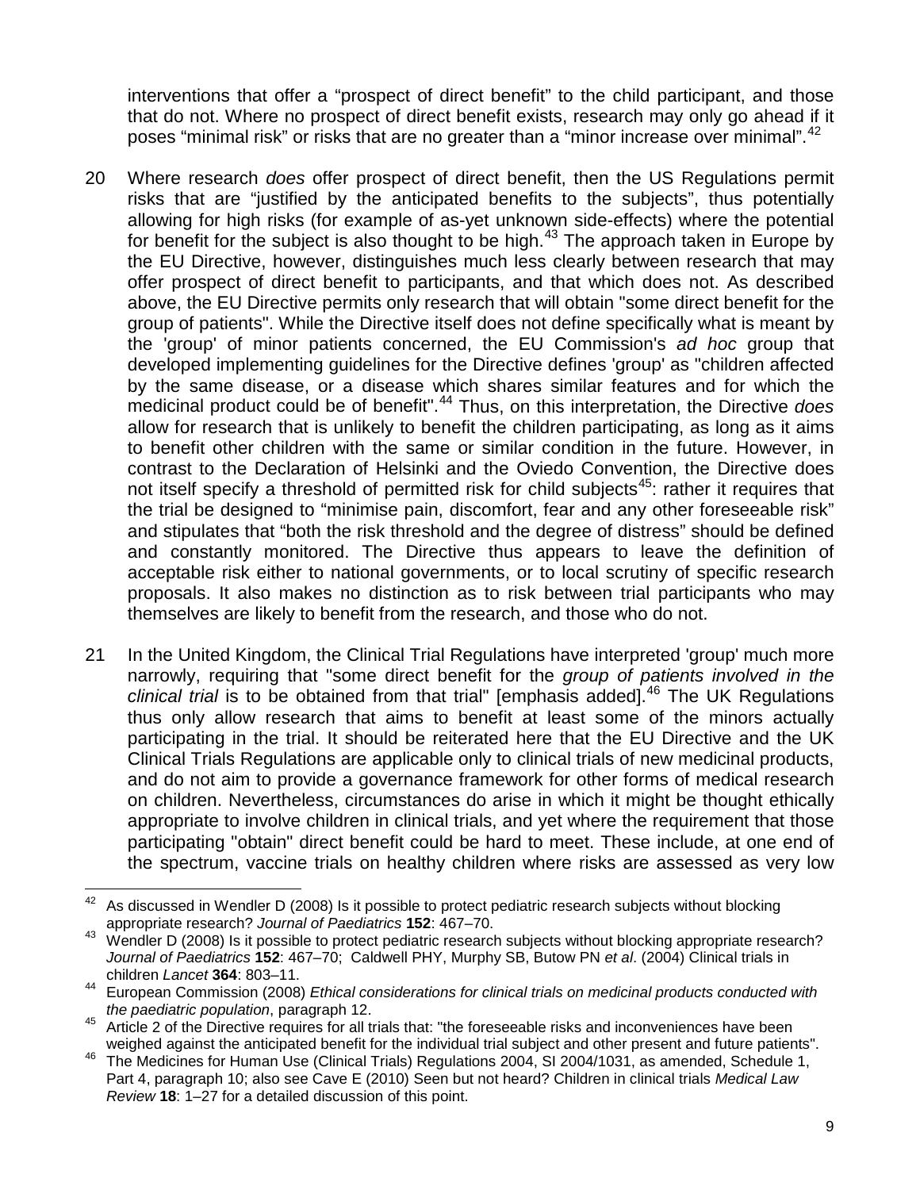interventions that offer a "prospect of direct benefit" to the child participant, and those that do not. Where no prospect of direct benefit exists, research may only go ahead if it poses "minimal risk" or risks that are no greater than a "minor increase over minimal".[42]

20 Where research *does* offer prospect of direct benefit, then the US Regulations permit risks that are "justified by the anticipated benefits to the subjects", thus potentially allowing for high risks (for example of as-yet unknown side-effects) where the potential for benefit for the subject is also thought to be high.[43] The approach taken in Europe by the EU Directive, however, distinguishes much less clearly between research that may offer prospect of direct benefit to participants, and that which does not. As described above, the EU Directive permits only research that will obtain "some direct benefit for the group of patients". While the Directive itself does not define specifically what is meant by the 'group' of minor patients concerned, the EU Commission's *ad hoc* group that developed implementing guidelines for the Directive defines 'group' as "children affected by the same disease, or a disease which shares similar features and for which the medicinal product could be of benefit".[44] Thus, on this interpretation, the Directive *does* allow for research that is unlikely to benefit the children participating, as long as it aims to benefit other children with the same or similar condition in the future. However, in contrast to the Declaration of Helsinki and the Oviedo Convention, the Directive does not itself specify a threshold of permitted risk for child subjects[45]: rather it requires that the trial be designed to "minimise pain, discomfort, fear and any other foreseeable risk" and stipulates that "both the risk threshold and the degree of distress" should be defined and constantly monitored. The Directive thus appears to leave the definition of acceptable risk either to national governments, or to local scrutiny of specific research proposals. It also makes no distinction as to risk between trial participants who may themselves are likely to benefit from the research, and those who do not.

21 In the United Kingdom, the Clinical Trial Regulations have interpreted 'group' much more narrowly, requiring that "some direct benefit for the *group of patients involved in the clinical trial* is to be obtained from that trial" [emphasis added].[46] The UK Regulations thus only allow research that aims to benefit at least some of the minors actually participating in the trial. It should be reiterated here that the EU Directive and the UK Clinical Trials Regulations are applicable only to clinical trials of new medicinal products, and do not aim to provide a governance framework for other forms of medical research on children. Nevertheless, circumstances do arise in which it might be thought ethically appropriate to involve children in clinical trials, and yet where the requirement that those participating "obtain" direct benefit could be hard to meet. These include, at one end of the spectrum, vaccine trials on healthy children where risks are assessed as very low

---

[42] As discussed in Wendler D (2008) Is it possible to protect pediatric research subjects without blocking appropriate research? *Journal of Paediatrics* **152**: 467–70.

[43] Wendler D (2008) Is it possible to protect pediatric research subjects without blocking appropriate research? *Journal of Paediatrics* **152**: 467–70; Caldwell PHY, Murphy SB, Butow PN *et al*. (2004) Clinical trials in children *Lancet* **364**: 803–11.

[44] European Commission (2008) *Ethical considerations for clinical trials on medicinal products conducted with the paediatric population*, paragraph 12.

[45] Article 2 of the Directive requires for all trials that: "the foreseeable risks and inconveniences have been weighed against the anticipated benefit for the individual trial subject and other present and future patients".

[46] The Medicines for Human Use (Clinical Trials) Regulations 2004, SI 2004/1031, as amended, Schedule 1, Part 4, paragraph 10; also see Cave E (2010) Seen but not heard? Children in clinical trials *Medical Law Review* **18**: 1–27 for a detailed discussion of this point.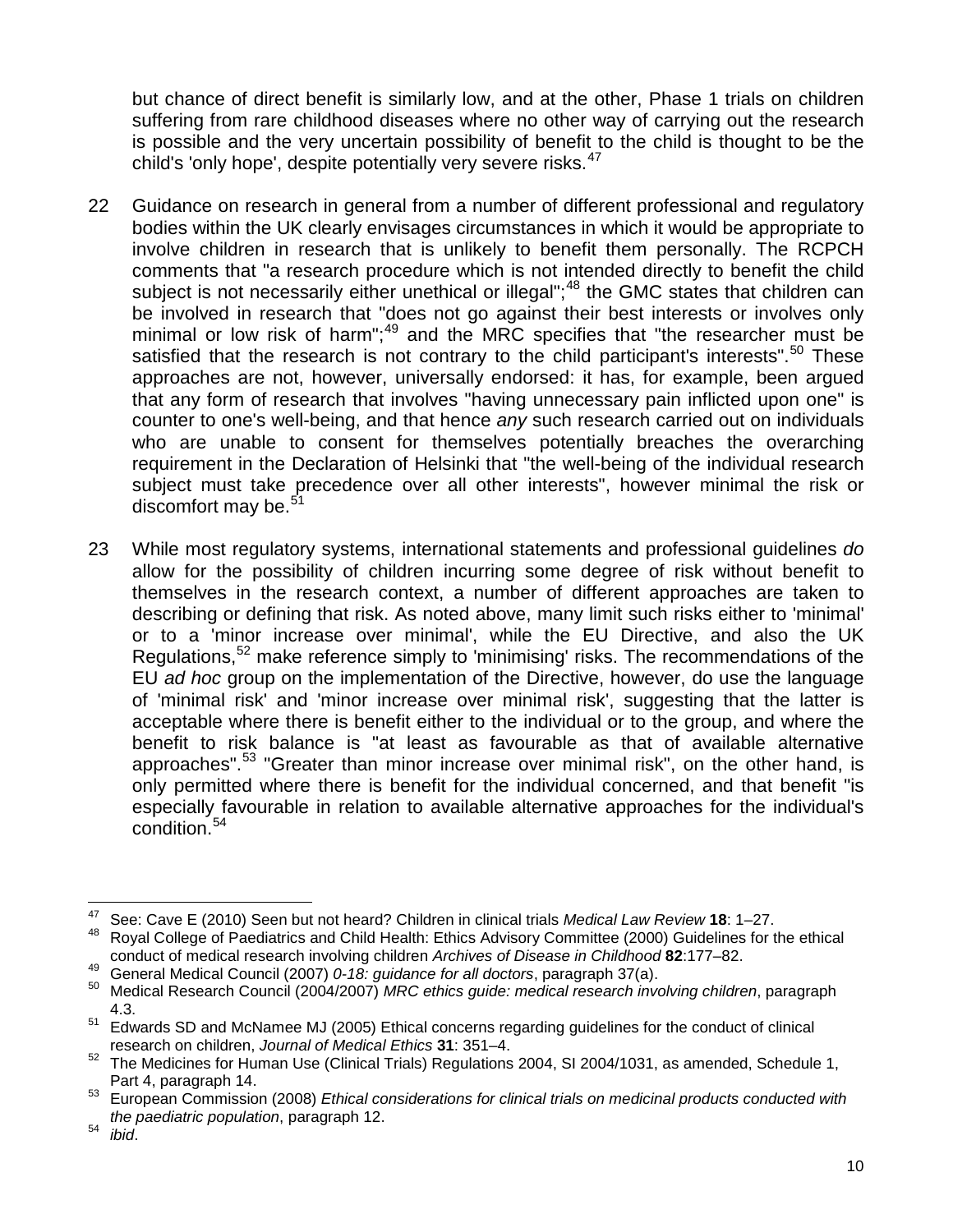but chance of direct benefit is similarly low, and at the other, Phase 1 trials on children suffering from rare childhood diseases where no other way of carrying out the research is possible and the very uncertain possibility of benefit to the child is thought to be the child's 'only hope', despite potentially very severe risks.[47]

22 Guidance on research in general from a number of different professional and regulatory bodies within the UK clearly envisages circumstances in which it would be appropriate to involve children in research that is unlikely to benefit them personally. The RCPCH comments that "a research procedure which is not intended directly to benefit the child subject is not necessarily either unethical or illegal";[48] the GMC states that children can be involved in research that "does not go against their best interests or involves only minimal or low risk of harm";[49] and the MRC specifies that "the researcher must be satisfied that the research is not contrary to the child participant's interests".[50] These approaches are not, however, universally endorsed: it has, for example, been argued that any form of research that involves "having unnecessary pain inflicted upon one" is counter to one's well-being, and that hence *any* such research carried out on individuals who are unable to consent for themselves potentially breaches the overarching requirement in the Declaration of Helsinki that "the well-being of the individual research subject must take precedence over all other interests", however minimal the risk or discomfort may be.[51]

23 While most regulatory systems, international statements and professional guidelines *do* allow for the possibility of children incurring some degree of risk without benefit to themselves in the research context, a number of different approaches are taken to describing or defining that risk. As noted above, many limit such risks either to 'minimal' or to a 'minor increase over minimal', while the EU Directive, and also the UK Regulations,[52] make reference simply to 'minimising' risks. The recommendations of the EU *ad hoc* group on the implementation of the Directive, however, do use the language of 'minimal risk' and 'minor increase over minimal risk', suggesting that the latter is acceptable where there is benefit either to the individual or to the group, and where the benefit to risk balance is "at least as favourable as that of available alternative approaches".[53] "Greater than minor increase over minimal risk", on the other hand, is only permitted where there is benefit for the individual concerned, and that benefit "is especially favourable in relation to available alternative approaches for the individual's condition.[54]

---

[47] See: Cave E (2010) Seen but not heard? Children in clinical trials *Medical Law Review* **18**: 1–27.

[48] Royal College of Paediatrics and Child Health: Ethics Advisory Committee (2000) Guidelines for the ethical conduct of medical research involving children *Archives of Disease in Childhood* **82**:177–82.

[49] General Medical Council (2007) *0-18: guidance for all doctors*, paragraph 37(a).

[50] Medical Research Council (2004/2007) *MRC ethics guide: medical research involving children*, paragraph 4.3.

[51] Edwards SD and McNamee MJ (2005) Ethical concerns regarding guidelines for the conduct of clinical research on children, *Journal of Medical Ethics* **31**: 351–4.

[52] The Medicines for Human Use (Clinical Trials) Regulations 2004, SI 2004/1031, as amended, Schedule 1, Part 4, paragraph 14.

[53] European Commission (2008) *Ethical considerations for clinical trials on medicinal products conducted with the paediatric population*, paragraph 12.

[54] *ibid*.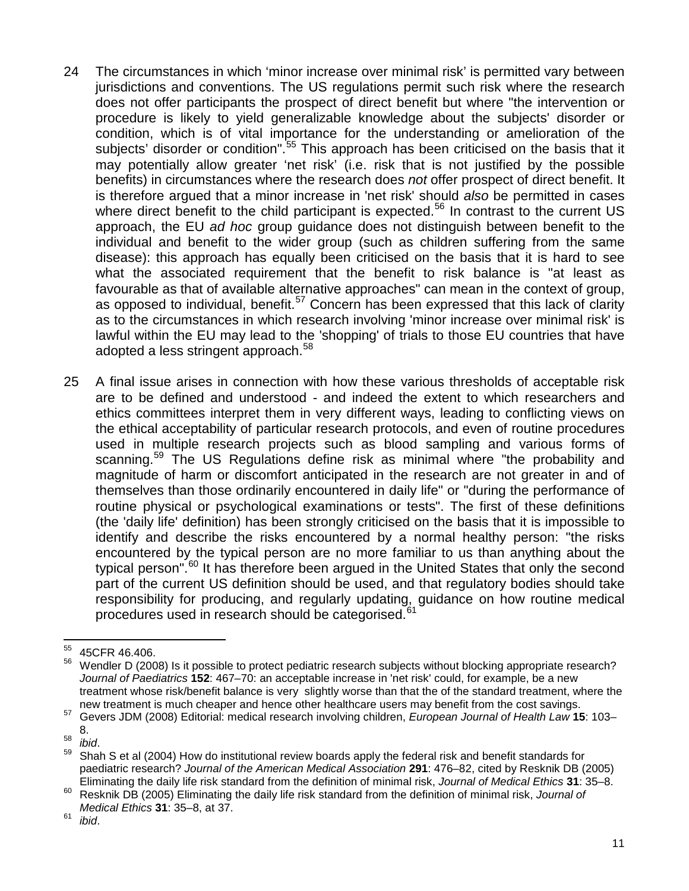24 The circumstances in which 'minor increase over minimal risk' is permitted vary between jurisdictions and conventions. The US regulations permit such risk where the research does not offer participants the prospect of direct benefit but where "the intervention or procedure is likely to yield generalizable knowledge about the subjects' disorder or condition, which is of vital importance for the understanding or amelioration of the subjects' disorder or condition".[55] This approach has been criticised on the basis that it may potentially allow greater 'net risk' (i.e. risk that is not justified by the possible benefits) in circumstances where the research does *not* offer prospect of direct benefit. It is therefore argued that a minor increase in 'net risk' should *also* be permitted in cases where direct benefit to the child participant is expected.[56] In contrast to the current US approach, the EU *ad hoc* group guidance does not distinguish between benefit to the individual and benefit to the wider group (such as children suffering from the same disease): this approach has equally been criticised on the basis that it is hard to see what the associated requirement that the benefit to risk balance is "at least as favourable as that of available alternative approaches" can mean in the context of group, as opposed to individual, benefit.[57] Concern has been expressed that this lack of clarity as to the circumstances in which research involving 'minor increase over minimal risk' is lawful within the EU may lead to the 'shopping' of trials to those EU countries that have adopted a less stringent approach.[58]

25 A final issue arises in connection with how these various thresholds of acceptable risk are to be defined and understood - and indeed the extent to which researchers and ethics committees interpret them in very different ways, leading to conflicting views on the ethical acceptability of particular research protocols, and even of routine procedures used in multiple research projects such as blood sampling and various forms of scanning.[59] The US Regulations define risk as minimal where "the probability and magnitude of harm or discomfort anticipated in the research are not greater in and of themselves than those ordinarily encountered in daily life" or "during the performance of routine physical or psychological examinations or tests". The first of these definitions (the 'daily life' definition) has been strongly criticised on the basis that it is impossible to identify and describe the risks encountered by a normal healthy person: "the risks encountered by the typical person are no more familiar to us than anything about the typical person".[60] It has therefore been argued in the United States that only the second part of the current US definition should be used, and that regulatory bodies should take responsibility for producing, and regularly updating, guidance on how routine medical procedures used in research should be categorised.[61]

---

[55] 45CFR 46.406.

[56] Wendler D (2008) Is it possible to protect pediatric research subjects without blocking appropriate research? *Journal of Paediatrics* **152**: 467–70: an acceptable increase in 'net risk' could, for example, be a new treatment whose risk/benefit balance is very slightly worse than that the of the standard treatment, where the new treatment is much cheaper and hence other healthcare users may benefit from the cost savings.

[57] Gevers JDM (2008) Editorial: medical research involving children, *European Journal of Health Law* **15**: 103–8.

[58] *ibid*.

[59] Shah S et al (2004) How do institutional review boards apply the federal risk and benefit standards for paediatric research? *Journal of the American Medical Association* **291**: 476–82, cited by Resknik DB (2005) Eliminating the daily life risk standard from the definition of minimal risk, *Journal of Medical Ethics* **31**: 35–8.

[60] Resknik DB (2005) Eliminating the daily life risk standard from the definition of minimal risk, *Journal of Medical Ethics* **31**: 35–8, at 37.

[61] *ibid*.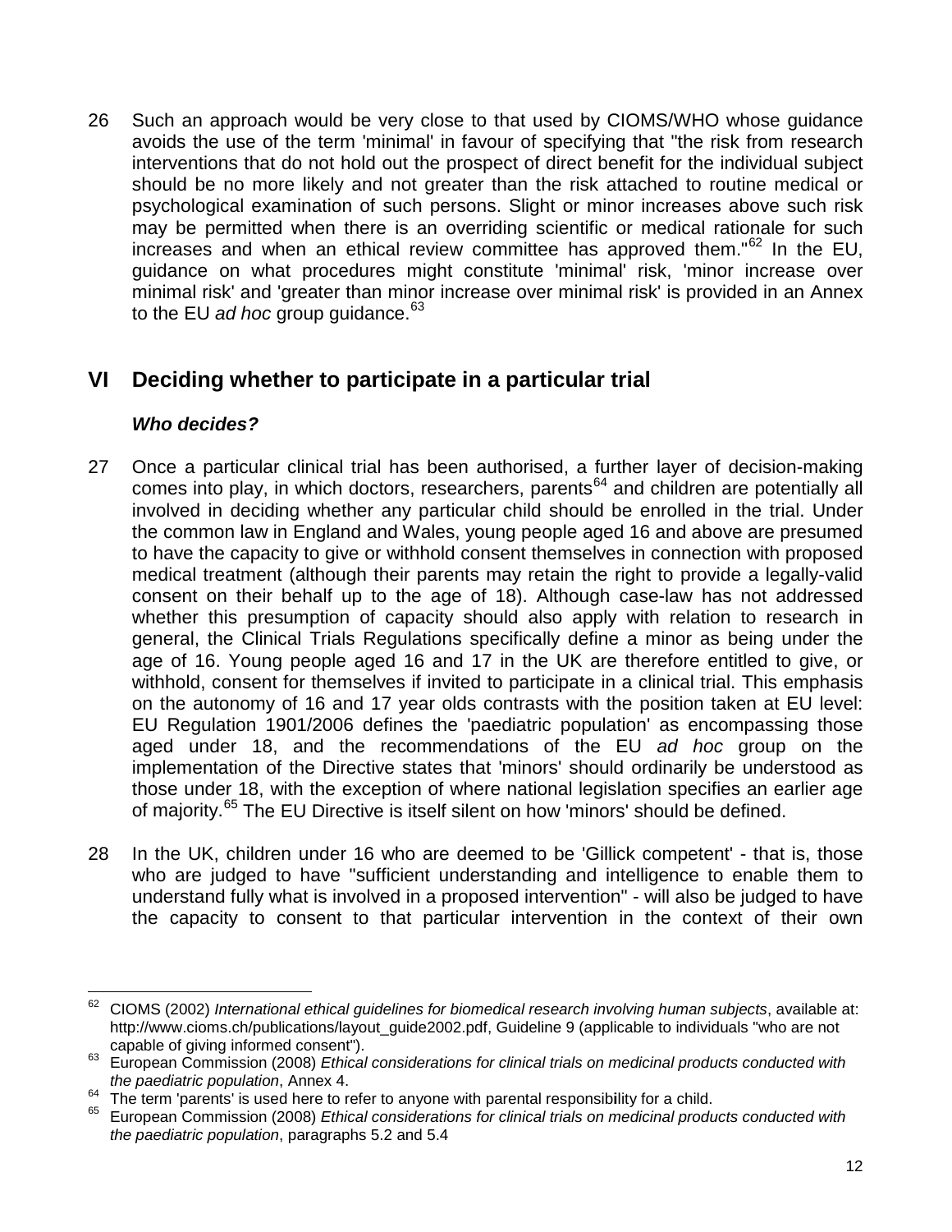26 Such an approach would be very close to that used by CIOMS/WHO whose guidance avoids the use of the term 'minimal' in favour of specifying that "the risk from research interventions that do not hold out the prospect of direct benefit for the individual subject should be no more likely and not greater than the risk attached to routine medical or psychological examination of such persons. Slight or minor increases above such risk may be permitted when there is an overriding scientific or medical rationale for such increases and when an ethical review committee has approved them."[62] In the EU, guidance on what procedures might constitute 'minimal' risk, 'minor increase over minimal risk' and 'greater than minor increase over minimal risk' is provided in an Annex to the EU *ad hoc* group guidance.[63]

## VI Deciding whether to participate in a particular trial

### *Who decides?*

27 Once a particular clinical trial has been authorised, a further layer of decision-making comes into play, in which doctors, researchers, parents[64] and children are potentially all involved in deciding whether any particular child should be enrolled in the trial. Under the common law in England and Wales, young people aged 16 and above are presumed to have the capacity to give or withhold consent themselves in connection with proposed medical treatment (although their parents may retain the right to provide a legally-valid consent on their behalf up to the age of 18). Although case-law has not addressed whether this presumption of capacity should also apply with relation to research in general, the Clinical Trials Regulations specifically define a minor as being under the age of 16. Young people aged 16 and 17 in the UK are therefore entitled to give, or withhold, consent for themselves if invited to participate in a clinical trial. This emphasis on the autonomy of 16 and 17 year olds contrasts with the position taken at EU level: EU Regulation 1901/2006 defines the 'paediatric population' as encompassing those aged under 18, and the recommendations of the EU *ad hoc* group on the implementation of the Directive states that 'minors' should ordinarily be understood as those under 18, with the exception of where national legislation specifies an earlier age of majority.[65] The EU Directive is itself silent on how 'minors' should be defined.

28 In the UK, children under 16 who are deemed to be 'Gillick competent' - that is, those who are judged to have "sufficient understanding and intelligence to enable them to understand fully what is involved in a proposed intervention" - will also be judged to have the capacity to consent to that particular intervention in the context of their own

---

[62] CIOMS (2002) *International ethical guidelines for biomedical research involving human subjects*, available at: http://www.cioms.ch/publications/layout_guide2002.pdf, Guideline 9 (applicable to individuals "who are not capable of giving informed consent").

[63] European Commission (2008) *Ethical considerations for clinical trials on medicinal products conducted with the paediatric population*, Annex 4.

[64] The term 'parents' is used here to refer to anyone with parental responsibility for a child.

[65] European Commission (2008) *Ethical considerations for clinical trials on medicinal products conducted with the paediatric population*, paragraphs 5.2 and 5.4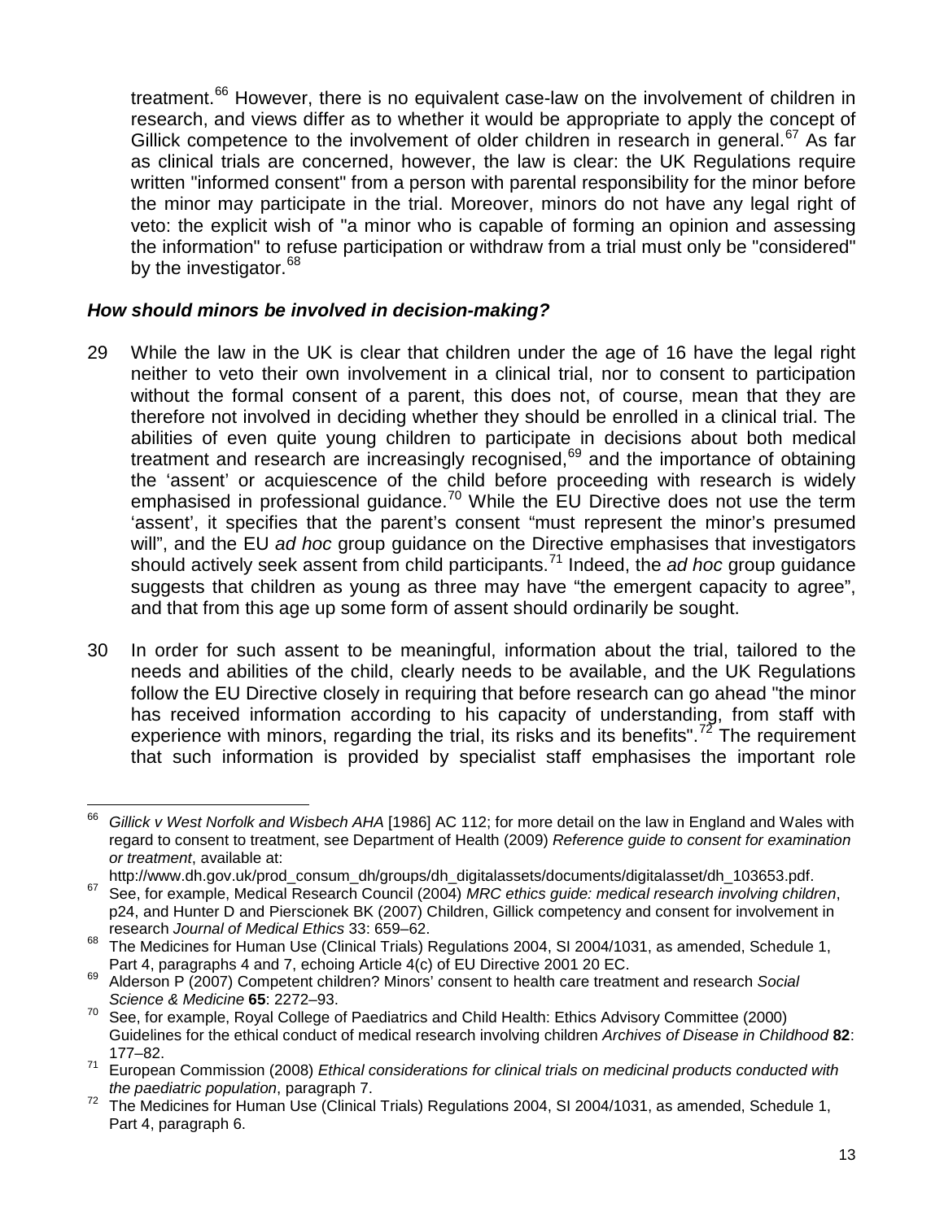treatment.[66] However, there is no equivalent case-law on the involvement of children in research, and views differ as to whether it would be appropriate to apply the concept of Gillick competence to the involvement of older children in research in general.[67] As far as clinical trials are concerned, however, the law is clear: the UK Regulations require written "informed consent" from a person with parental responsibility for the minor before the minor may participate in the trial. Moreover, minors do not have any legal right of veto: the explicit wish of "a minor who is capable of forming an opinion and assessing the information" to refuse participation or withdraw from a trial must only be "considered" by the investigator.[68]

### *How should minors be involved in decision-making?*

29 While the law in the UK is clear that children under the age of 16 have the legal right neither to veto their own involvement in a clinical trial, nor to consent to participation without the formal consent of a parent, this does not, of course, mean that they are therefore not involved in deciding whether they should be enrolled in a clinical trial. The abilities of even quite young children to participate in decisions about both medical treatment and research are increasingly recognised,[69] and the importance of obtaining the 'assent' or acquiescence of the child before proceeding with research is widely emphasised in professional guidance.[70] While the EU Directive does not use the term 'assent', it specifies that the parent's consent "must represent the minor's presumed will", and the EU *ad hoc* group guidance on the Directive emphasises that investigators should actively seek assent from child participants.[71] Indeed, the *ad hoc* group guidance suggests that children as young as three may have "the emergent capacity to agree", and that from this age up some form of assent should ordinarily be sought.

30 In order for such assent to be meaningful, information about the trial, tailored to the needs and abilities of the child, clearly needs to be available, and the UK Regulations follow the EU Directive closely in requiring that before research can go ahead "the minor has received information according to his capacity of understanding, from staff with experience with minors, regarding the trial, its risks and its benefits".[72] The requirement that such information is provided by specialist staff emphasises the important role

---

[66] *Gillick v West Norfolk and Wisbech AHA* [1986] AC 112; for more detail on the law in England and Wales with regard to consent to treatment, see Department of Health (2009) *Reference guide to consent for examination or treatment*, available at: http://www.dh.gov.uk/prod_consum_dh/groups/dh_digitalassets/documents/digitalasset/dh_103653.pdf.

[67] See, for example, Medical Research Council (2004) *MRC ethics guide: medical research involving children*, p24, and Hunter D and Pierscionek BK (2007) Children, Gillick competency and consent for involvement in research *Journal of Medical Ethics* 33: 659–62.

[68] The Medicines for Human Use (Clinical Trials) Regulations 2004, SI 2004/1031, as amended, Schedule 1, Part 4, paragraphs 4 and 7, echoing Article 4(c) of EU Directive 2001 20 EC.

[69] Alderson P (2007) Competent children? Minors' consent to health care treatment and research *Social Science & Medicine* **65**: 2272–93.

[70] See, for example, Royal College of Paediatrics and Child Health: Ethics Advisory Committee (2000) Guidelines for the ethical conduct of medical research involving children *Archives of Disease in Childhood* **82**: 177–82.

[71] European Commission (2008) *Ethical considerations for clinical trials on medicinal products conducted with the paediatric population*, paragraph 7.

[72] The Medicines for Human Use (Clinical Trials) Regulations 2004, SI 2004/1031, as amended, Schedule 1, Part 4, paragraph 6.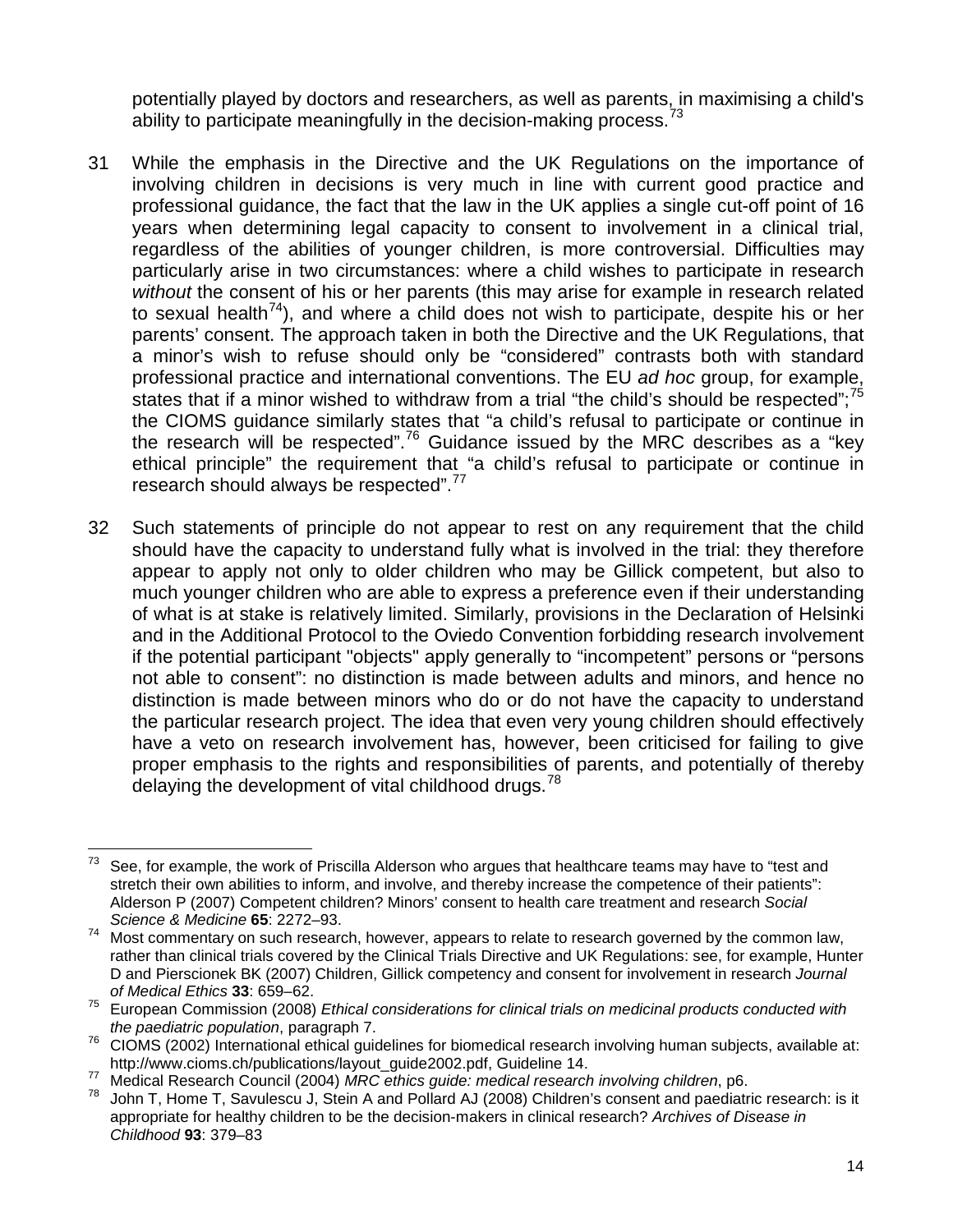potentially played by doctors and researchers, as well as parents, in maximising a child's ability to participate meaningfully in the decision-making process.[73]

31 While the emphasis in the Directive and the UK Regulations on the importance of involving children in decisions is very much in line with current good practice and professional guidance, the fact that the law in the UK applies a single cut-off point of 16 years when determining legal capacity to consent to involvement in a clinical trial, regardless of the abilities of younger children, is more controversial. Difficulties may particularly arise in two circumstances: where a child wishes to participate in research *without* the consent of his or her parents (this may arise for example in research related to sexual health[74]), and where a child does not wish to participate, despite his or her parents' consent. The approach taken in both the Directive and the UK Regulations, that a minor's wish to refuse should only be "considered" contrasts both with standard professional practice and international conventions. The EU *ad hoc* group, for example, states that if a minor wished to withdraw from a trial "the child's should be respected";[75] the CIOMS guidance similarly states that "a child's refusal to participate or continue in the research will be respected".[76] Guidance issued by the MRC describes as a "key ethical principle" the requirement that "a child's refusal to participate or continue in research should always be respected".[77]

32 Such statements of principle do not appear to rest on any requirement that the child should have the capacity to understand fully what is involved in the trial: they therefore appear to apply not only to older children who may be Gillick competent, but also to much younger children who are able to express a preference even if their understanding of what is at stake is relatively limited. Similarly, provisions in the Declaration of Helsinki and in the Additional Protocol to the Oviedo Convention forbidding research involvement if the potential participant "objects" apply generally to "incompetent" persons or "persons not able to consent": no distinction is made between adults and minors, and hence no distinction is made between minors who do or do not have the capacity to understand the particular research project. The idea that even very young children should effectively have a veto on research involvement has, however, been criticised for failing to give proper emphasis to the rights and responsibilities of parents, and potentially of thereby delaying the development of vital childhood drugs.[78]

---

[73] See, for example, the work of Priscilla Alderson who argues that healthcare teams may have to "test and stretch their own abilities to inform, and involve, and thereby increase the competence of their patients": Alderson P (2007) Competent children? Minors' consent to health care treatment and research *Social Science & Medicine* **65**: 2272–93.

[74] Most commentary on such research, however, appears to relate to research governed by the common law, rather than clinical trials covered by the Clinical Trials Directive and UK Regulations: see, for example, Hunter D and Pierscionek BK (2007) Children, Gillick competency and consent for involvement in research *Journal of Medical Ethics* **33**: 659–62.

[75] European Commission (2008) *Ethical considerations for clinical trials on medicinal products conducted with the paediatric population*, paragraph 7.

[76] CIOMS (2002) International ethical guidelines for biomedical research involving human subjects, available at: http://www.cioms.ch/publications/layout_guide2002.pdf, Guideline 14.

[77] Medical Research Council (2004) *MRC ethics guide: medical research involving children*, p6.

[78] John T, Home T, Savulescu J, Stein A and Pollard AJ (2008) Children's consent and paediatric research: is it appropriate for healthy children to be the decision-makers in clinical research? *Archives of Disease in Childhood* **93**: 379–83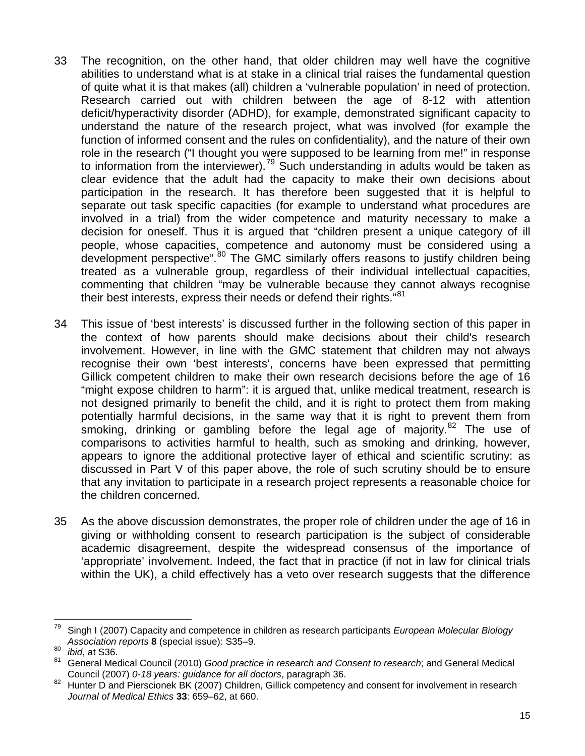33 The recognition, on the other hand, that older children may well have the cognitive abilities to understand what is at stake in a clinical trial raises the fundamental question of quite what it is that makes (all) children a 'vulnerable population' in need of protection. Research carried out with children between the age of 8-12 with attention deficit/hyperactivity disorder (ADHD), for example, demonstrated significant capacity to understand the nature of the research project, what was involved (for example the function of informed consent and the rules on confidentiality), and the nature of their own role in the research ("I thought you were supposed to be learning from me!" in response to information from the interviewer).[79] Such understanding in adults would be taken as clear evidence that the adult had the capacity to make their own decisions about participation in the research. It has therefore been suggested that it is helpful to separate out task specific capacities (for example to understand what procedures are involved in a trial) from the wider competence and maturity necessary to make a decision for oneself. Thus it is argued that "children present a unique category of ill people, whose capacities, competence and autonomy must be considered using a development perspective".[80] The GMC similarly offers reasons to justify children being treated as a vulnerable group, regardless of their individual intellectual capacities, commenting that children "may be vulnerable because they cannot always recognise their best interests, express their needs or defend their rights."[81]

34 This issue of 'best interests' is discussed further in the following section of this paper in the context of how parents should make decisions about their child's research involvement. However, in line with the GMC statement that children may not always recognise their own 'best interests', concerns have been expressed that permitting Gillick competent children to make their own research decisions before the age of 16 "might expose children to harm": it is argued that, unlike medical treatment, research is not designed primarily to benefit the child, and it is right to protect them from making potentially harmful decisions, in the same way that it is right to prevent them from smoking, drinking or gambling before the legal age of majority.[82] The use of comparisons to activities harmful to health, such as smoking and drinking, however, appears to ignore the additional protective layer of ethical and scientific scrutiny: as discussed in Part V of this paper above, the role of such scrutiny should be to ensure that any invitation to participate in a research project represents a reasonable choice for the children concerned.

35 As the above discussion demonstrates, the proper role of children under the age of 16 in giving or withholding consent to research participation is the subject of considerable academic disagreement, despite the widespread consensus of the importance of 'appropriate' involvement. Indeed, the fact that in practice (if not in law for clinical trials within the UK), a child effectively has a veto over research suggests that the difference

---

[79] Singh I (2007) Capacity and competence in children as research participants *European Molecular Biology Association reports* **8** (special issue): S35–9.

[80] *ibid*, at S36.

[81] General Medical Council (2010) *Good practice in research and Consent to research*; and General Medical Council (2007) *0-18 years: guidance for all doctors*, paragraph 36.

[82] Hunter D and Pierscionek BK (2007) Children, Gillick competency and consent for involvement in research *Journal of Medical Ethics* **33**: 659–62, at 660.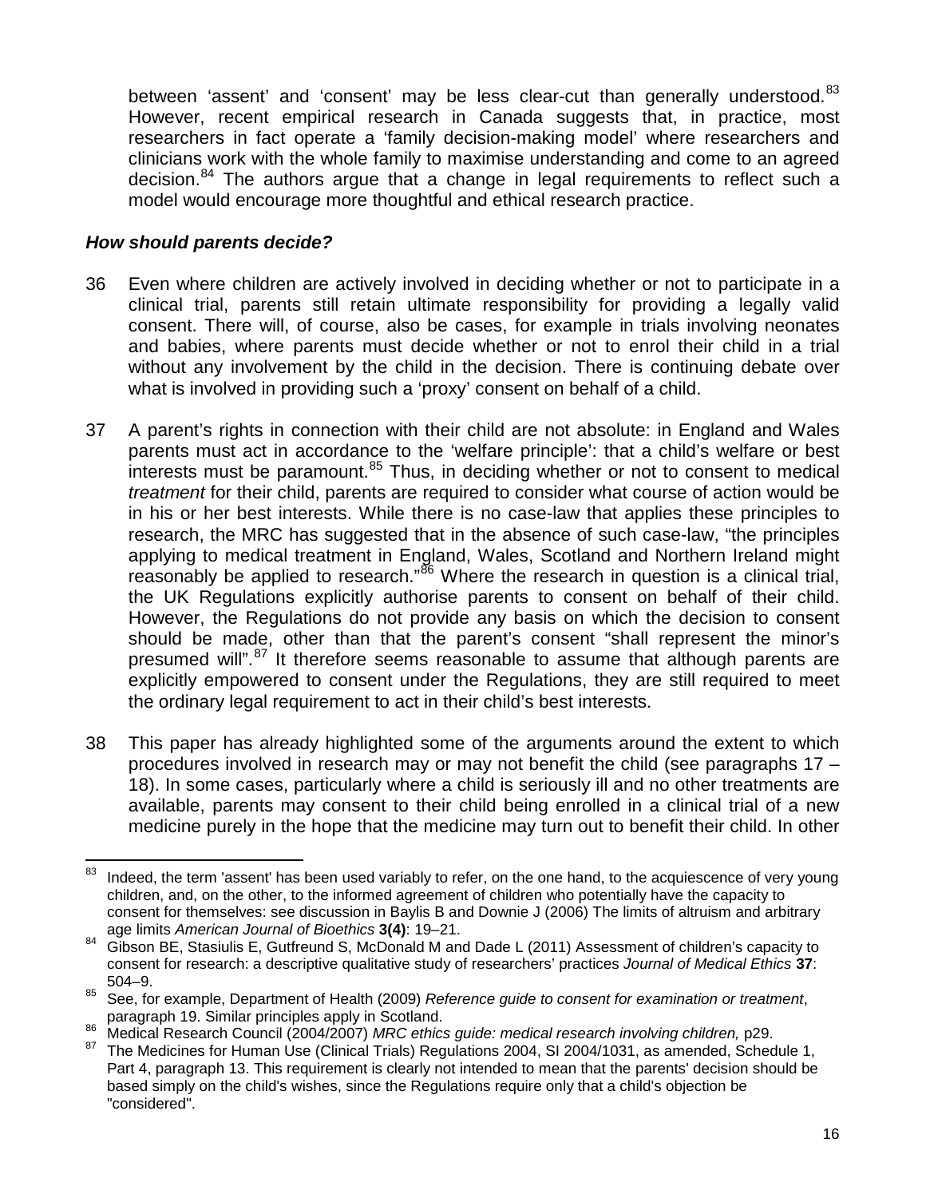between 'assent' and 'consent' may be less clear-cut than generally understood.[83] However, recent empirical research in Canada suggests that, in practice, most researchers in fact operate a 'family decision-making model' where researchers and clinicians work with the whole family to maximise understanding and come to an agreed decision.[84] The authors argue that a change in legal requirements to reflect such a model would encourage more thoughtful and ethical research practice.

### *How should parents decide?*

36 Even where children are actively involved in deciding whether or not to participate in a clinical trial, parents still retain ultimate responsibility for providing a legally valid consent. There will, of course, also be cases, for example in trials involving neonates and babies, where parents must decide whether or not to enrol their child in a trial without any involvement by the child in the decision. There is continuing debate over what is involved in providing such a 'proxy' consent on behalf of a child.

37 A parent's rights in connection with their child are not absolute: in England and Wales parents must act in accordance to the 'welfare principle': that a child's welfare or best interests must be paramount.[85] Thus, in deciding whether or not to consent to medical *treatment* for their child, parents are required to consider what course of action would be in his or her best interests. While there is no case-law that applies these principles to research, the MRC has suggested that in the absence of such case-law, "the principles applying to medical treatment in England, Wales, Scotland and Northern Ireland might reasonably be applied to research."[86] Where the research in question is a clinical trial, the UK Regulations explicitly authorise parents to consent on behalf of their child. However, the Regulations do not provide any basis on which the decision to consent should be made, other than that the parent's consent "shall represent the minor's presumed will".[87] It therefore seems reasonable to assume that although parents are explicitly empowered to consent under the Regulations, they are still required to meet the ordinary legal requirement to act in their child's best interests.

38 This paper has already highlighted some of the arguments around the extent to which procedures involved in research may or may not benefit the child (see paragraphs 17 – 18). In some cases, particularly where a child is seriously ill and no other treatments are available, parents may consent to their child being enrolled in a clinical trial of a new medicine purely in the hope that the medicine may turn out to benefit their child. In other

---

[83] Indeed, the term 'assent' has been used variably to refer, on the one hand, to the acquiescence of very young children, and, on the other, to the informed agreement of children who potentially have the capacity to consent for themselves: see discussion in Baylis B and Downie J (2006) The limits of altruism and arbitrary age limits *American Journal of Bioethics* **3(4)**: 19–21.

[84] Gibson BE, Stasiulis E, Gutfreund S, McDonald M and Dade L (2011) Assessment of children's capacity to consent for research: a descriptive qualitative study of researchers' practices *Journal of Medical Ethics* **37**: 504–9.

[85] See, for example, Department of Health (2009) *Reference guide to consent for examination or treatment*, paragraph 19. Similar principles apply in Scotland.

[86] Medical Research Council (2004/2007) *MRC ethics guide: medical research involving children,* p29.

[87] The Medicines for Human Use (Clinical Trials) Regulations 2004, SI 2004/1031, as amended, Schedule 1, Part 4, paragraph 13. This requirement is clearly not intended to mean that the parents' decision should be based simply on the child's wishes, since the Regulations require only that a child's objection be "considered".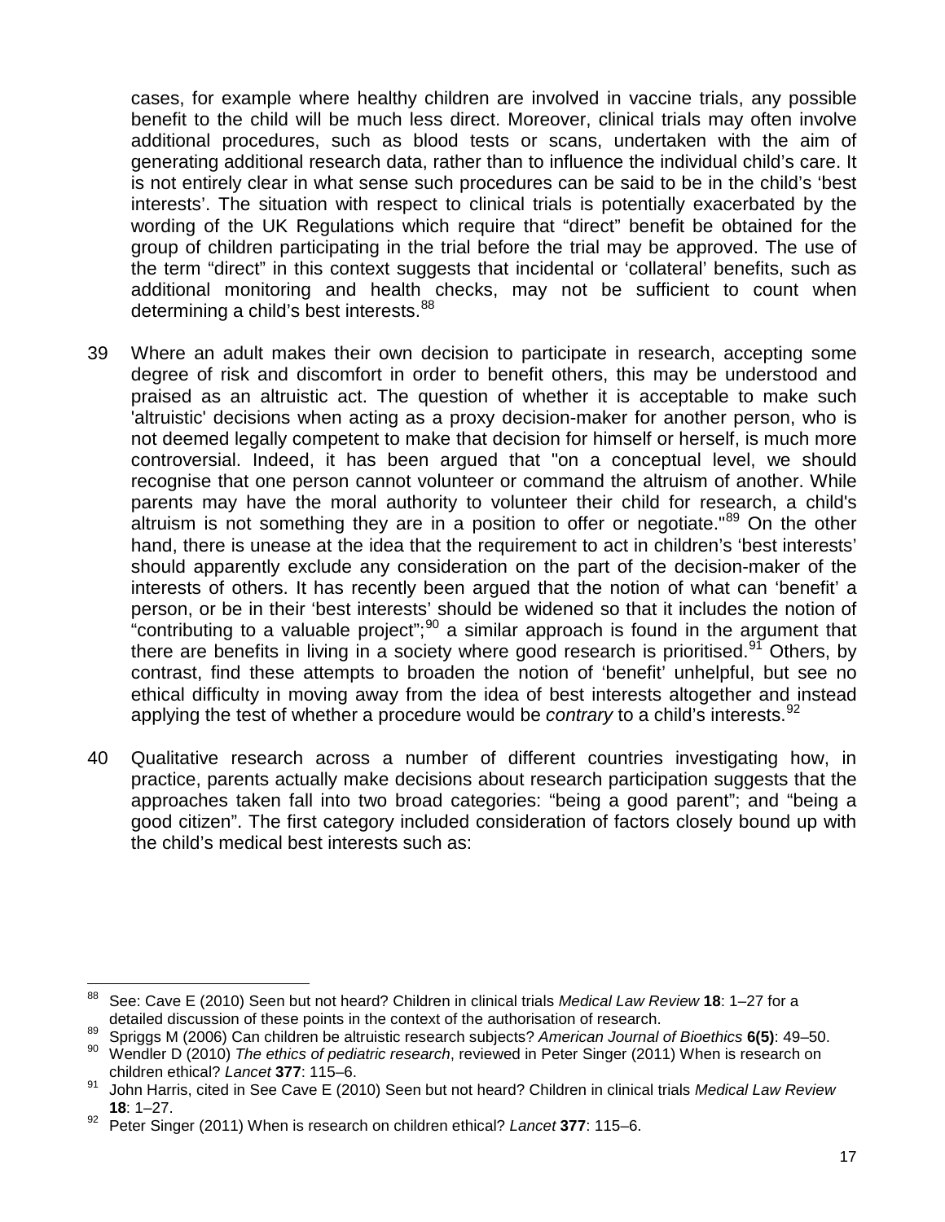cases, for example where healthy children are involved in vaccine trials, any possible benefit to the child will be much less direct. Moreover, clinical trials may often involve additional procedures, such as blood tests or scans, undertaken with the aim of generating additional research data, rather than to influence the individual child's care. It is not entirely clear in what sense such procedures can be said to be in the child's 'best interests'. The situation with respect to clinical trials is potentially exacerbated by the wording of the UK Regulations which require that "direct" benefit be obtained for the group of children participating in the trial before the trial may be approved. The use of the term "direct" in this context suggests that incidental or 'collateral' benefits, such as additional monitoring and health checks, may not be sufficient to count when determining a child's best interests.[88]

39 Where an adult makes their own decision to participate in research, accepting some degree of risk and discomfort in order to benefit others, this may be understood and praised as an altruistic act. The question of whether it is acceptable to make such 'altruistic' decisions when acting as a proxy decision-maker for another person, who is not deemed legally competent to make that decision for himself or herself, is much more controversial. Indeed, it has been argued that "on a conceptual level, we should recognise that one person cannot volunteer or command the altruism of another. While parents may have the moral authority to volunteer their child for research, a child's altruism is not something they are in a position to offer or negotiate."[89] On the other hand, there is unease at the idea that the requirement to act in children's 'best interests' should apparently exclude any consideration on the part of the decision-maker of the interests of others. It has recently been argued that the notion of what can 'benefit' a person, or be in their 'best interests' should be widened so that it includes the notion of "contributing to a valuable project";[90] a similar approach is found in the argument that there are benefits in living in a society where good research is prioritised.[91] Others, by contrast, find these attempts to broaden the notion of 'benefit' unhelpful, but see no ethical difficulty in moving away from the idea of best interests altogether and instead applying the test of whether a procedure would be *contrary* to a child's interests.[92]

40 Qualitative research across a number of different countries investigating how, in practice, parents actually make decisions about research participation suggests that the approaches taken fall into two broad categories: "being a good parent"; and "being a good citizen". The first category included consideration of factors closely bound up with the child's medical best interests such as:

---

[88] See: Cave E (2010) Seen but not heard? Children in clinical trials *Medical Law Review* **18**: 1–27 for a detailed discussion of these points in the context of the authorisation of research.

[89] Spriggs M (2006) Can children be altruistic research subjects? *American Journal of Bioethics* **6(5)**: 49–50.

[90] Wendler D (2010) *The ethics of pediatric research*, reviewed in Peter Singer (2011) When is research on children ethical? *Lancet* **377**: 115–6.

[91] John Harris, cited in See Cave E (2010) Seen but not heard? Children in clinical trials *Medical Law Review* **18**: 1–27.

[92] Peter Singer (2011) When is research on children ethical? *Lancet* **377**: 115–6.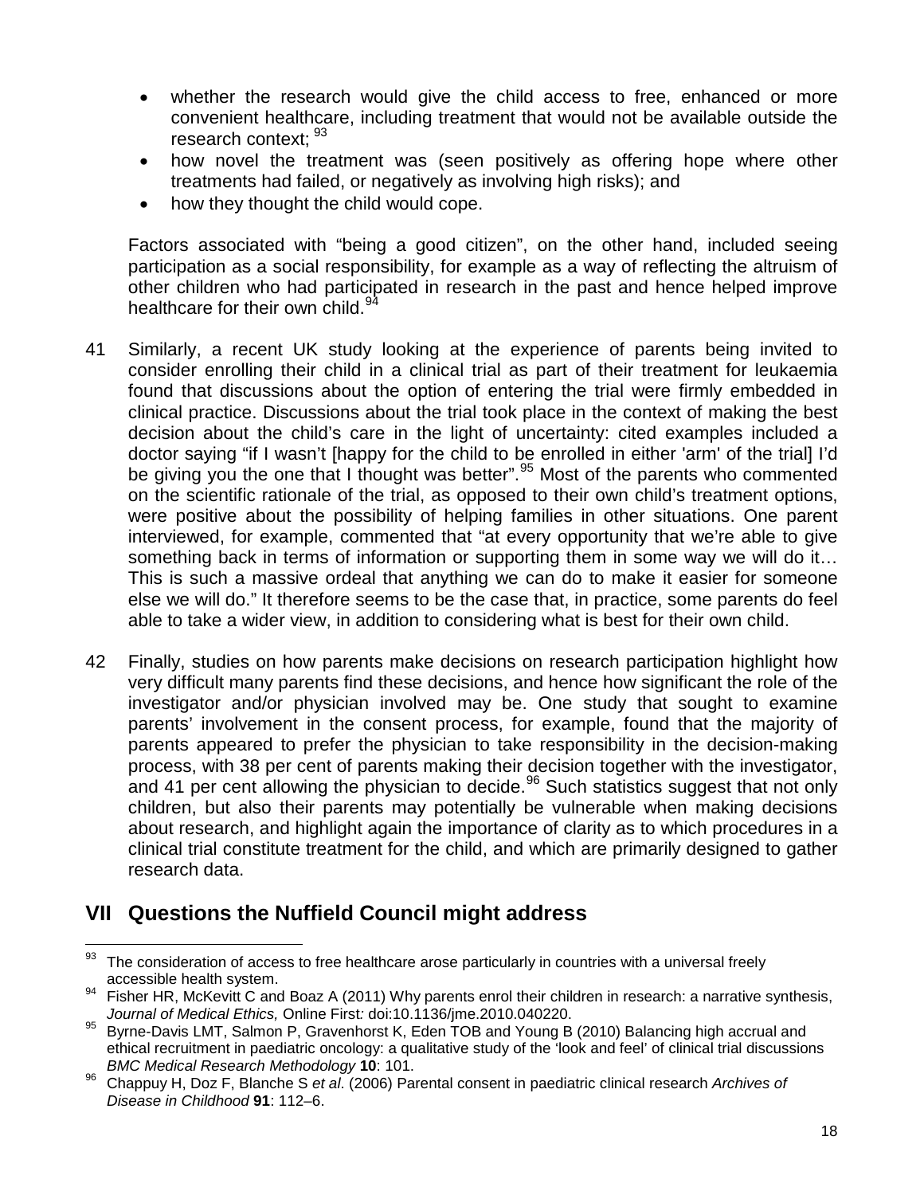- whether the research would give the child access to free, enhanced or more convenient healthcare, including treatment that would not be available outside the research context; [93]
- how novel the treatment was (seen positively as offering hope where other treatments had failed, or negatively as involving high risks); and
- how they thought the child would cope.

Factors associated with "being a good citizen", on the other hand, included seeing participation as a social responsibility, for example as a way of reflecting the altruism of other children who had participated in research in the past and hence helped improve healthcare for their own child.[94]

41 Similarly, a recent UK study looking at the experience of parents being invited to consider enrolling their child in a clinical trial as part of their treatment for leukaemia found that discussions about the option of entering the trial were firmly embedded in clinical practice. Discussions about the trial took place in the context of making the best decision about the child's care in the light of uncertainty: cited examples included a doctor saying "if I wasn't [happy for the child to be enrolled in either 'arm' of the trial] I'd be giving you the one that I thought was better".[95] Most of the parents who commented on the scientific rationale of the trial, as opposed to their own child's treatment options, were positive about the possibility of helping families in other situations. One parent interviewed, for example, commented that "at every opportunity that we're able to give something back in terms of information or supporting them in some way we will do it… This is such a massive ordeal that anything we can do to make it easier for someone else we will do." It therefore seems to be the case that, in practice, some parents do feel able to take a wider view, in addition to considering what is best for their own child.

42 Finally, studies on how parents make decisions on research participation highlight how very difficult many parents find these decisions, and hence how significant the role of the investigator and/or physician involved may be. One study that sought to examine parents' involvement in the consent process, for example, found that the majority of parents appeared to prefer the physician to take responsibility in the decision-making process, with 38 per cent of parents making their decision together with the investigator, and 41 per cent allowing the physician to decide.[96] Such statistics suggest that not only children, but also their parents may potentially be vulnerable when making decisions about research, and highlight again the importance of clarity as to which procedures in a clinical trial constitute treatment for the child, and which are primarily designed to gather research data.

## VII Questions the Nuffield Council might address

---

[93] The consideration of access to free healthcare arose particularly in countries with a universal freely accessible health system.

[94] Fisher HR, McKevitt C and Boaz A (2011) Why parents enrol their children in research: a narrative synthesis, *Journal of Medical Ethics,* Online First*:* doi:10.1136/jme.2010.040220.

[95] Byrne-Davis LMT, Salmon P, Gravenhorst K, Eden TOB and Young B (2010) Balancing high accrual and ethical recruitment in paediatric oncology: a qualitative study of the 'look and feel' of clinical trial discussions *BMC Medical Research Methodology* **10**: 101.

[96] Chappuy H, Doz F, Blanche S *et al*. (2006) Parental consent in paediatric clinical research *Archives of Disease in Childhood* **91**: 112–6.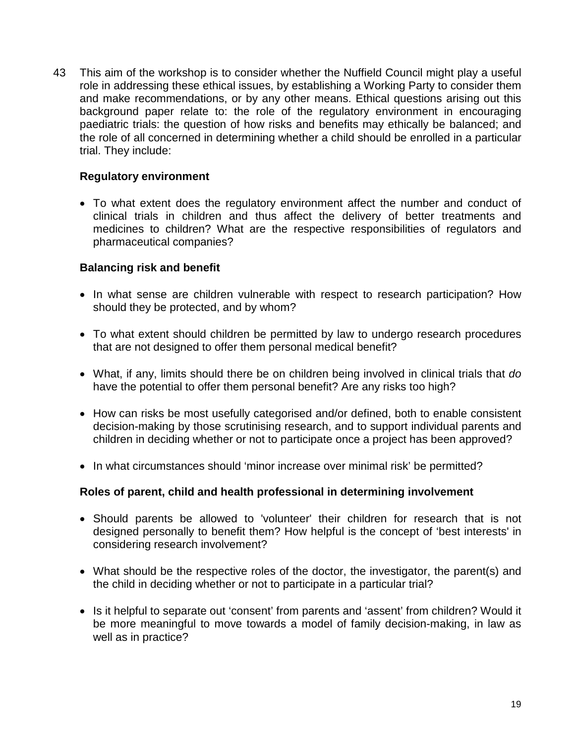43 This aim of the workshop is to consider whether the Nuffield Council might play a useful role in addressing these ethical issues, by establishing a Working Party to consider them and make recommendations, or by any other means. Ethical questions arising out this background paper relate to: the role of the regulatory environment in encouraging paediatric trials: the question of how risks and benefits may ethically be balanced; and the role of all concerned in determining whether a child should be enrolled in a particular trial. They include:

**Regulatory environment**

- To what extent does the regulatory environment affect the number and conduct of clinical trials in children and thus affect the delivery of better treatments and medicines to children? What are the respective responsibilities of regulators and pharmaceutical companies?

**Balancing risk and benefit**

- In what sense are children vulnerable with respect to research participation? How should they be protected, and by whom?
- To what extent should children be permitted by law to undergo research procedures that are not designed to offer them personal medical benefit?
- What, if any, limits should there be on children being involved in clinical trials that *do* have the potential to offer them personal benefit? Are any risks too high?
- How can risks be most usefully categorised and/or defined, both to enable consistent decision-making by those scrutinising research, and to support individual parents and children in deciding whether or not to participate once a project has been approved?
- In what circumstances should 'minor increase over minimal risk' be permitted?

**Roles of parent, child and health professional in determining involvement**

- Should parents be allowed to 'volunteer' their children for research that is not designed personally to benefit them? How helpful is the concept of 'best interests' in considering research involvement?
- What should be the respective roles of the doctor, the investigator, the parent(s) and the child in deciding whether or not to participate in a particular trial?
- Is it helpful to separate out 'consent' from parents and 'assent' from children? Would it be more meaningful to move towards a model of family decision-making, in law as well as in practice?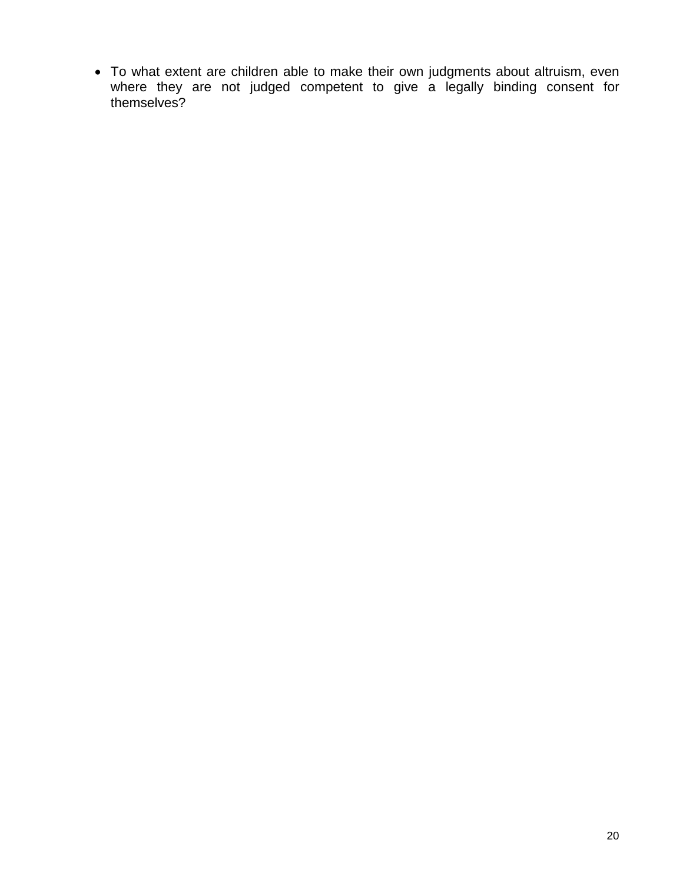- To what extent are children able to make their own judgments about altruism, even where they are not judged competent to give a legally binding consent for themselves?